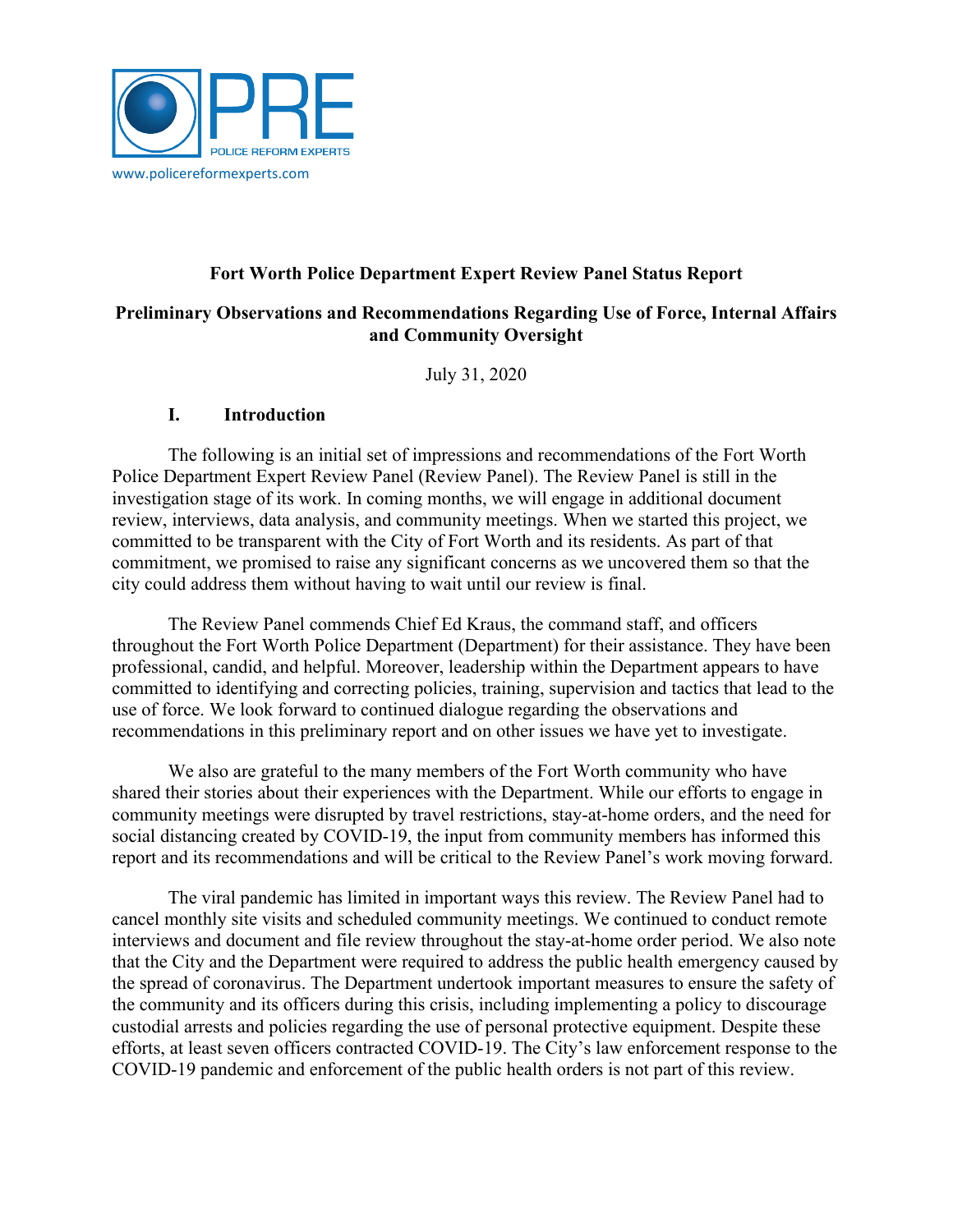PRE

POLICE REFORM EXPERTS

www.policereformexperts.com

**Fort Worth Police Department Expert Review Panel Status Report**

**Preliminary Observations and Recommendations Regarding Use of Force, Internal Affairs and Community Oversight**

July 31, 2020

## I. Introduction

The following is an initial set of impressions and recommendations of the Fort Worth Police Department Expert Review Panel (Review Panel). The Review Panel is still in the investigation stage of its work. In coming months, we will engage in additional document review, interviews, data analysis, and community meetings. When we started this project, we committed to be transparent with the City of Fort Worth and its residents. As part of that commitment, we promised to raise any significant concerns as we uncovered them so that the city could address them without having to wait until our review is final.

The Review Panel commends Chief Ed Kraus, the command staff, and officers throughout the Fort Worth Police Department (Department) for their assistance. They have been professional, candid, and helpful. Moreover, leadership within the Department appears to have committed to identifying and correcting policies, training, supervision and tactics that lead to the use of force. We look forward to continued dialogue regarding the observations and recommendations in this preliminary report and on other issues we have yet to investigate.

We also are grateful to the many members of the Fort Worth community who have shared their stories about their experiences with the Department. While our efforts to engage in community meetings were disrupted by travel restrictions, stay-at-home orders, and the need for social distancing created by COVID-19, the input from community members has informed this report and its recommendations and will be critical to the Review Panel's work moving forward.

The viral pandemic has limited in important ways this review. The Review Panel had to cancel monthly site visits and scheduled community meetings. We continued to conduct remote interviews and document and file review throughout the stay-at-home order period. We also note that the City and the Department were required to address the public health emergency caused by the spread of coronavirus. The Department undertook important measures to ensure the safety of the community and its officers during this crisis, including implementing a policy to discourage custodial arrests and policies regarding the use of personal protective equipment. Despite these efforts, at least seven officers contracted COVID-19. The City's law enforcement response to the COVID-19 pandemic and enforcement of the public health orders is not part of this review.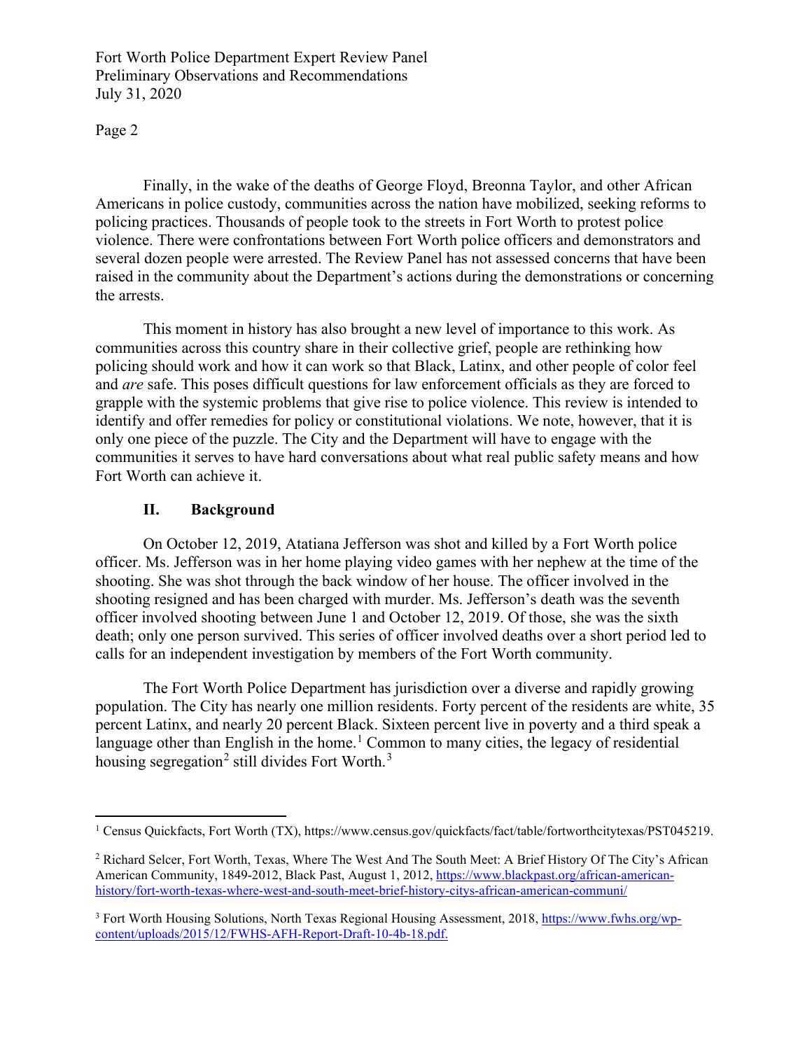Finally, in the wake of the deaths of George Floyd, Breonna Taylor, and other African Americans in police custody, communities across the nation have mobilized, seeking reforms to policing practices. Thousands of people took to the streets in Fort Worth to protest police violence. There were confrontations between Fort Worth police officers and demonstrators and several dozen people were arrested. The Review Panel has not assessed concerns that have been raised in the community about the Department's actions during the demonstrations or concerning the arrests.

This moment in history has also brought a new level of importance to this work. As communities across this country share in their collective grief, people are rethinking how policing should work and how it can work so that Black, Latinx, and other people of color feel and *are* safe. This poses difficult questions for law enforcement officials as they are forced to grapple with the systemic problems that give rise to police violence. This review is intended to identify and offer remedies for policy or constitutional violations. We note, however, that it is only one piece of the puzzle. The City and the Department will have to engage with the communities it serves to have hard conversations about what real public safety means and how Fort Worth can achieve it.

## II. Background

On October 12, 2019, Atatiana Jefferson was shot and killed by a Fort Worth police officer. Ms. Jefferson was in her home playing video games with her nephew at the time of the shooting. She was shot through the back window of her house. The officer involved in the shooting resigned and has been charged with murder. Ms. Jefferson's death was the seventh officer involved shooting between June 1 and October 12, 2019. Of those, she was the sixth death; only one person survived. This series of officer involved deaths over a short period led to calls for an independent investigation by members of the Fort Worth community.

The Fort Worth Police Department has jurisdiction over a diverse and rapidly growing population. The City has nearly one million residents. Forty percent of the residents are white, 35 percent Latinx, and nearly 20 percent Black. Sixteen percent live in poverty and a third speak a language other than English in the home.[1] Common to many cities, the legacy of residential housing segregation[2] still divides Fort Worth.[3]

---

[1] Census Quickfacts, Fort Worth (TX), https://www.census.gov/quickfacts/fact/table/fortworthcitytexas/PST045219.

[2] Richard Selcer, Fort Worth, Texas, Where The West And The South Meet: A Brief History Of The City's African American Community, 1849-2012, Black Past, August 1, 2012, https://www.blackpast.org/african-american-history/fort-worth-texas-where-west-and-south-meet-brief-history-citys-african-american-communi/

[3] Fort Worth Housing Solutions, North Texas Regional Housing Assessment, 2018, https://www.fwhs.org/wp-content/uploads/2015/12/FWHS-AFH-Report-Draft-10-4b-18.pdf.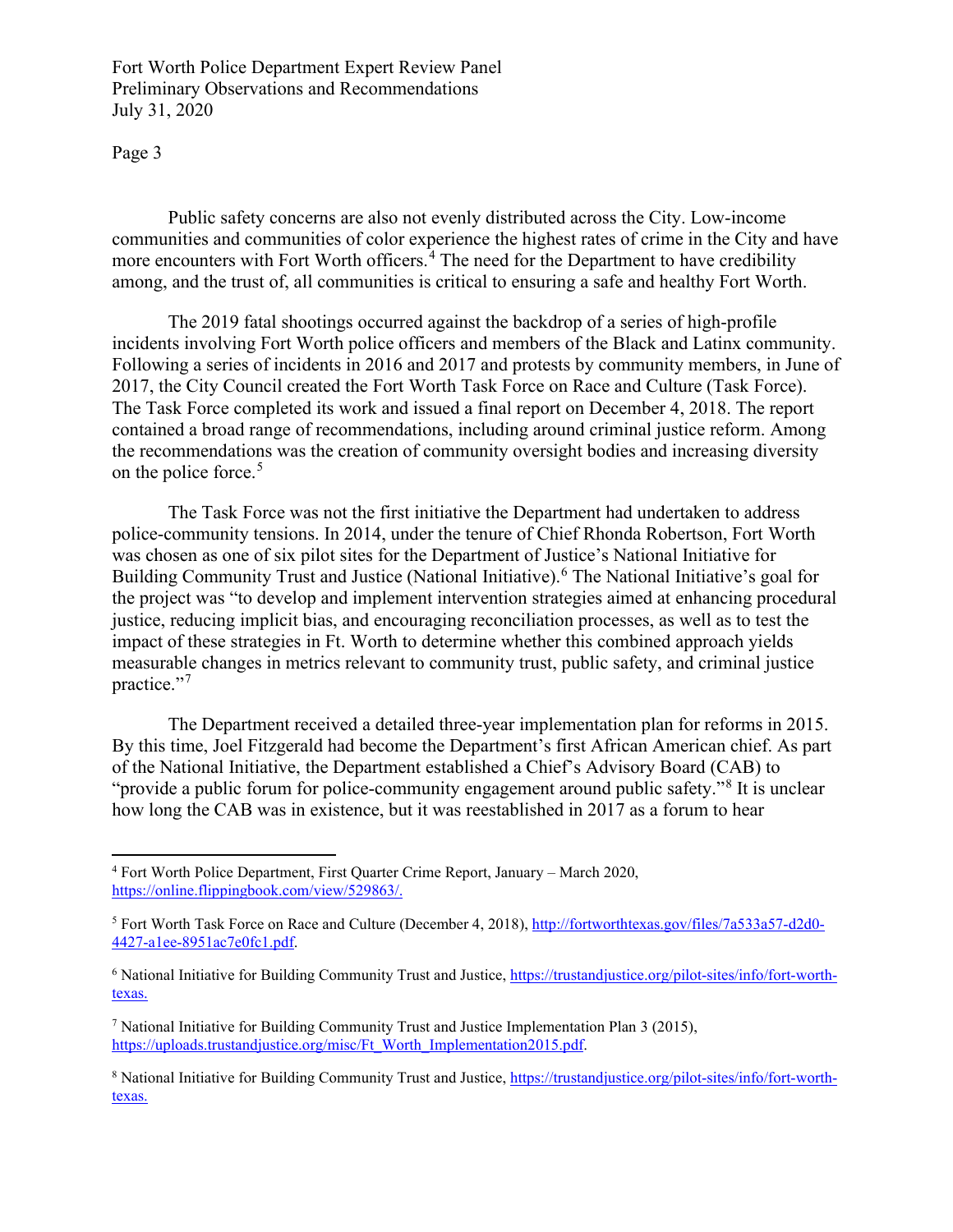Public safety concerns are also not evenly distributed across the City. Low-income communities and communities of color experience the highest rates of crime in the City and have more encounters with Fort Worth officers.[4] The need for the Department to have credibility among, and the trust of, all communities is critical to ensuring a safe and healthy Fort Worth.

The 2019 fatal shootings occurred against the backdrop of a series of high-profile incidents involving Fort Worth police officers and members of the Black and Latinx community. Following a series of incidents in 2016 and 2017 and protests by community members, in June of 2017, the City Council created the Fort Worth Task Force on Race and Culture (Task Force). The Task Force completed its work and issued a final report on December 4, 2018. The report contained a broad range of recommendations, including around criminal justice reform. Among the recommendations was the creation of community oversight bodies and increasing diversity on the police force.[5]

The Task Force was not the first initiative the Department had undertaken to address police-community tensions. In 2014, under the tenure of Chief Rhonda Robertson, Fort Worth was chosen as one of six pilot sites for the Department of Justice's National Initiative for Building Community Trust and Justice (National Initiative).[6] The National Initiative's goal for the project was "to develop and implement intervention strategies aimed at enhancing procedural justice, reducing implicit bias, and encouraging reconciliation processes, as well as to test the impact of these strategies in Ft. Worth to determine whether this combined approach yields measurable changes in metrics relevant to community trust, public safety, and criminal justice practice."[7]

The Department received a detailed three-year implementation plan for reforms in 2015. By this time, Joel Fitzgerald had become the Department's first African American chief. As part of the National Initiative, the Department established a Chief's Advisory Board (CAB) to "provide a public forum for police-community engagement around public safety."[8] It is unclear how long the CAB was in existence, but it was reestablished in 2017 as a forum to hear

---

[4] Fort Worth Police Department, First Quarter Crime Report, January – March 2020, https://online.flippingbook.com/view/529863/.

[5] Fort Worth Task Force on Race and Culture (December 4, 2018), http://fortworthtexas.gov/files/7a533a57-d2d0-4427-a1ee-8951ac7e0fc1.pdf.

[6] National Initiative for Building Community Trust and Justice, https://trustandjustice.org/pilot-sites/info/fort-worth-texas.

[7] National Initiative for Building Community Trust and Justice Implementation Plan 3 (2015), https://uploads.trustandjustice.org/misc/Ft_Worth_Implementation2015.pdf.

[8] National Initiative for Building Community Trust and Justice, https://trustandjustice.org/pilot-sites/info/fort-worth-texas.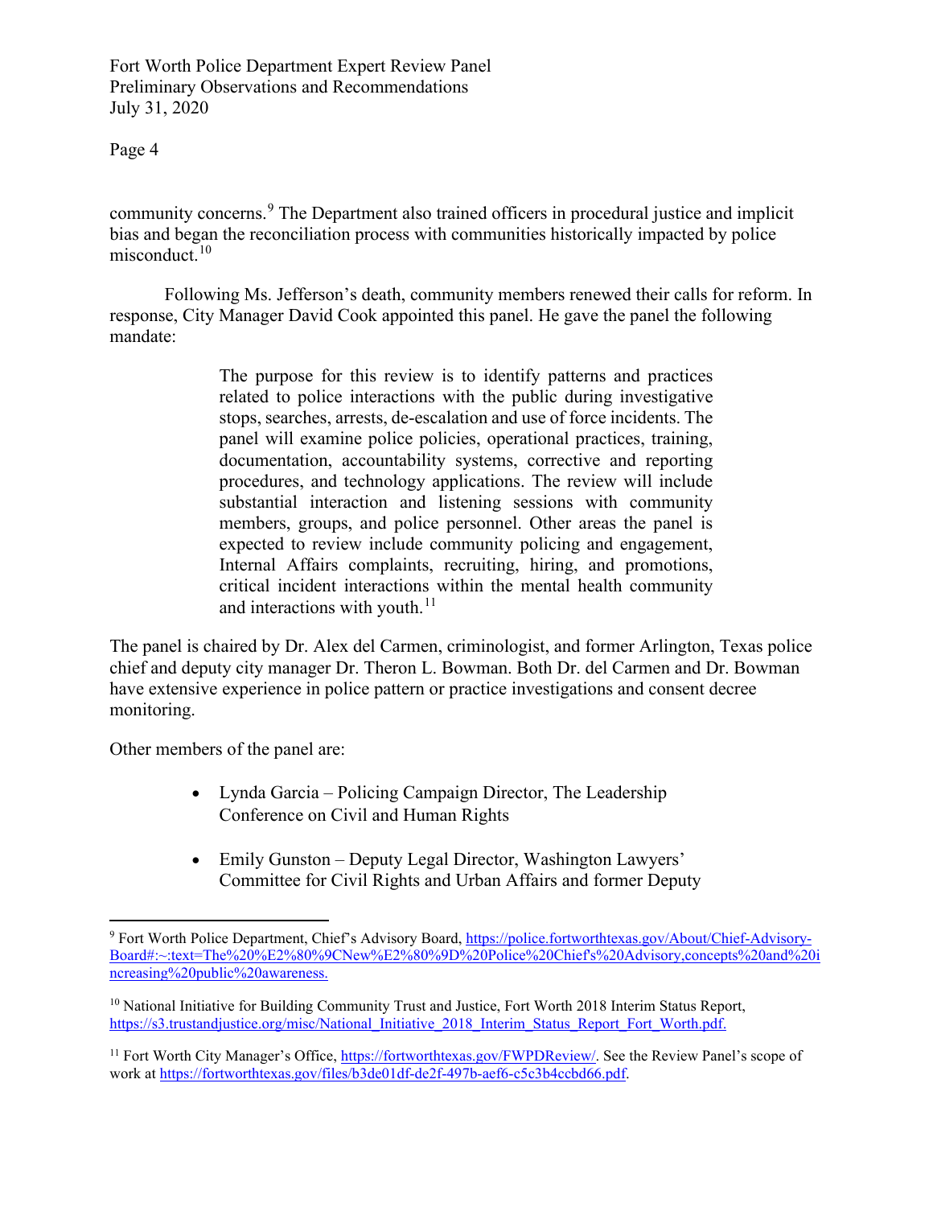community concerns.[9] The Department also trained officers in procedural justice and implicit bias and began the reconciliation process with communities historically impacted by police misconduct.[10]

Following Ms. Jefferson's death, community members renewed their calls for reform. In response, City Manager David Cook appointed this panel. He gave the panel the following mandate:

> The purpose for this review is to identify patterns and practices related to police interactions with the public during investigative stops, searches, arrests, de-escalation and use of force incidents. The panel will examine police policies, operational practices, training, documentation, accountability systems, corrective and reporting procedures, and technology applications. The review will include substantial interaction and listening sessions with community members, groups, and police personnel. Other areas the panel is expected to review include community policing and engagement, Internal Affairs complaints, recruiting, hiring, and promotions, critical incident interactions within the mental health community and interactions with youth.[11]

The panel is chaired by Dr. Alex del Carmen, criminologist, and former Arlington, Texas police chief and deputy city manager Dr. Theron L. Bowman. Both Dr. del Carmen and Dr. Bowman have extensive experience in police pattern or practice investigations and consent decree monitoring.

Other members of the panel are:

- Lynda Garcia – Policing Campaign Director, The Leadership Conference on Civil and Human Rights
- Emily Gunston – Deputy Legal Director, Washington Lawyers' Committee for Civil Rights and Urban Affairs and former Deputy

---

[9] Fort Worth Police Department, Chief's Advisory Board, https://police.fortworthtexas.gov/About/Chief-Advisory-Board#:~:text=The%20%E2%80%9CNew%E2%80%9D%20Police%20Chief's%20Advisory,concepts%20and%20increasing%20public%20awareness.

[10] National Initiative for Building Community Trust and Justice, Fort Worth 2018 Interim Status Report, https://s3.trustandjustice.org/misc/National_Initiative_2018_Interim_Status_Report_Fort_Worth.pdf.

[11] Fort Worth City Manager's Office, https://fortworthtexas.gov/FWPDReview/. See the Review Panel's scope of work at https://fortworthtexas.gov/files/b3de01df-de2f-497b-aef6-c5c3b4ccbd66.pdf.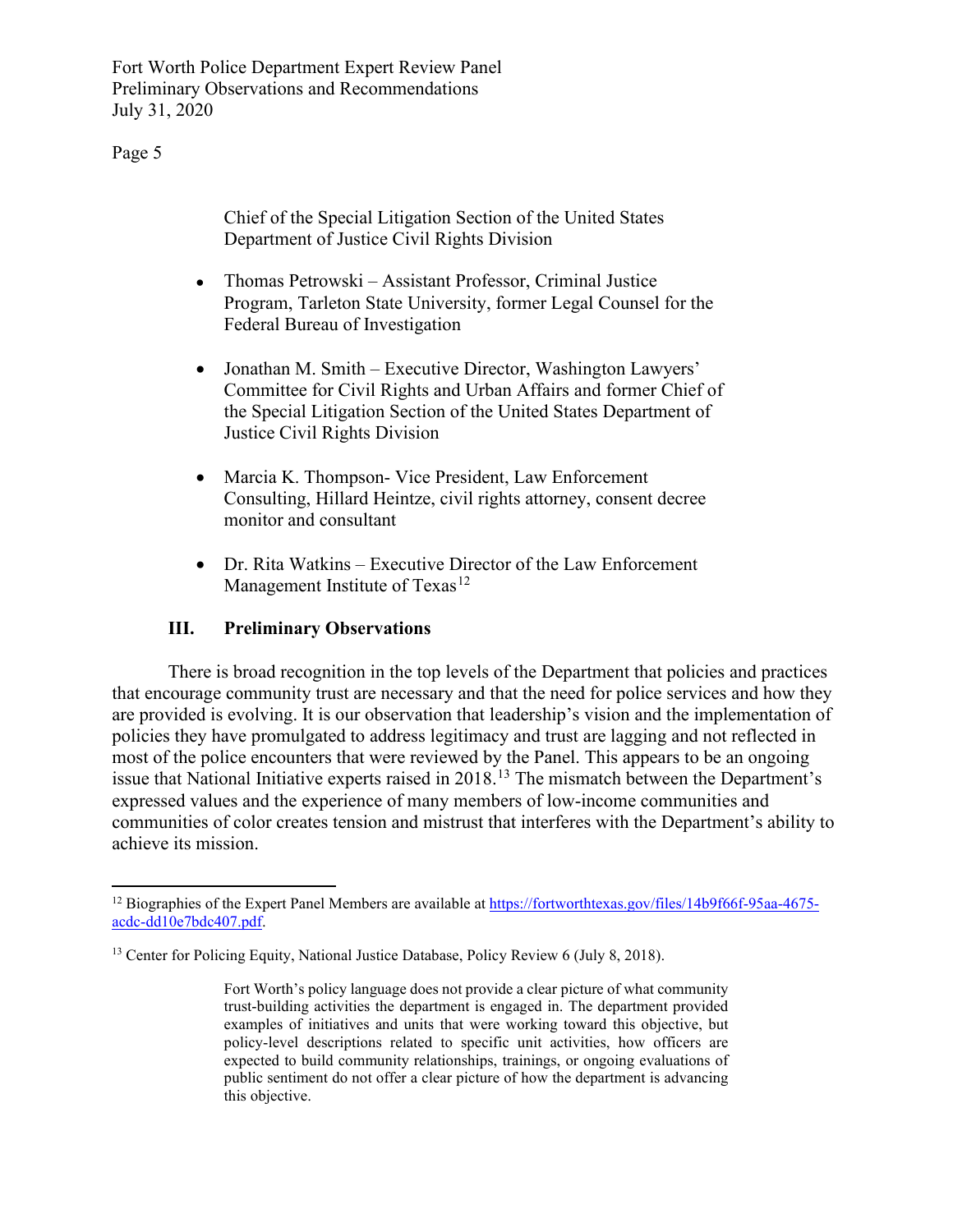Chief of the Special Litigation Section of the United States Department of Justice Civil Rights Division

- Thomas Petrowski – Assistant Professor, Criminal Justice Program, Tarleton State University, former Legal Counsel for the Federal Bureau of Investigation

- Jonathan M. Smith – Executive Director, Washington Lawyers' Committee for Civil Rights and Urban Affairs and former Chief of the Special Litigation Section of the United States Department of Justice Civil Rights Division

- Marcia K. Thompson- Vice President, Law Enforcement Consulting, Hillard Heintze, civil rights attorney, consent decree monitor and consultant

- Dr. Rita Watkins – Executive Director of the Law Enforcement Management Institute of Texas[12]

## III. Preliminary Observations

There is broad recognition in the top levels of the Department that policies and practices that encourage community trust are necessary and that the need for police services and how they are provided is evolving. It is our observation that leadership's vision and the implementation of policies they have promulgated to address legitimacy and trust are lagging and not reflected in most of the police encounters that were reviewed by the Panel. This appears to be an ongoing issue that National Initiative experts raised in 2018.[13] The mismatch between the Department's expressed values and the experience of many members of low-income communities and communities of color creates tension and mistrust that interferes with the Department's ability to achieve its mission.

---

[12] Biographies of the Expert Panel Members are available at https://fortworthtexas.gov/files/14b9f66f-95aa-4675-acdc-dd10e7bdc407.pdf.

[13] Center for Policing Equity, National Justice Database, Policy Review 6 (July 8, 2018).

> Fort Worth's policy language does not provide a clear picture of what community trust-building activities the department is engaged in. The department provided examples of initiatives and units that were working toward this objective, but policy-level descriptions related to specific unit activities, how officers are expected to build community relationships, trainings, or ongoing evaluations of public sentiment do not offer a clear picture of how the department is advancing this objective.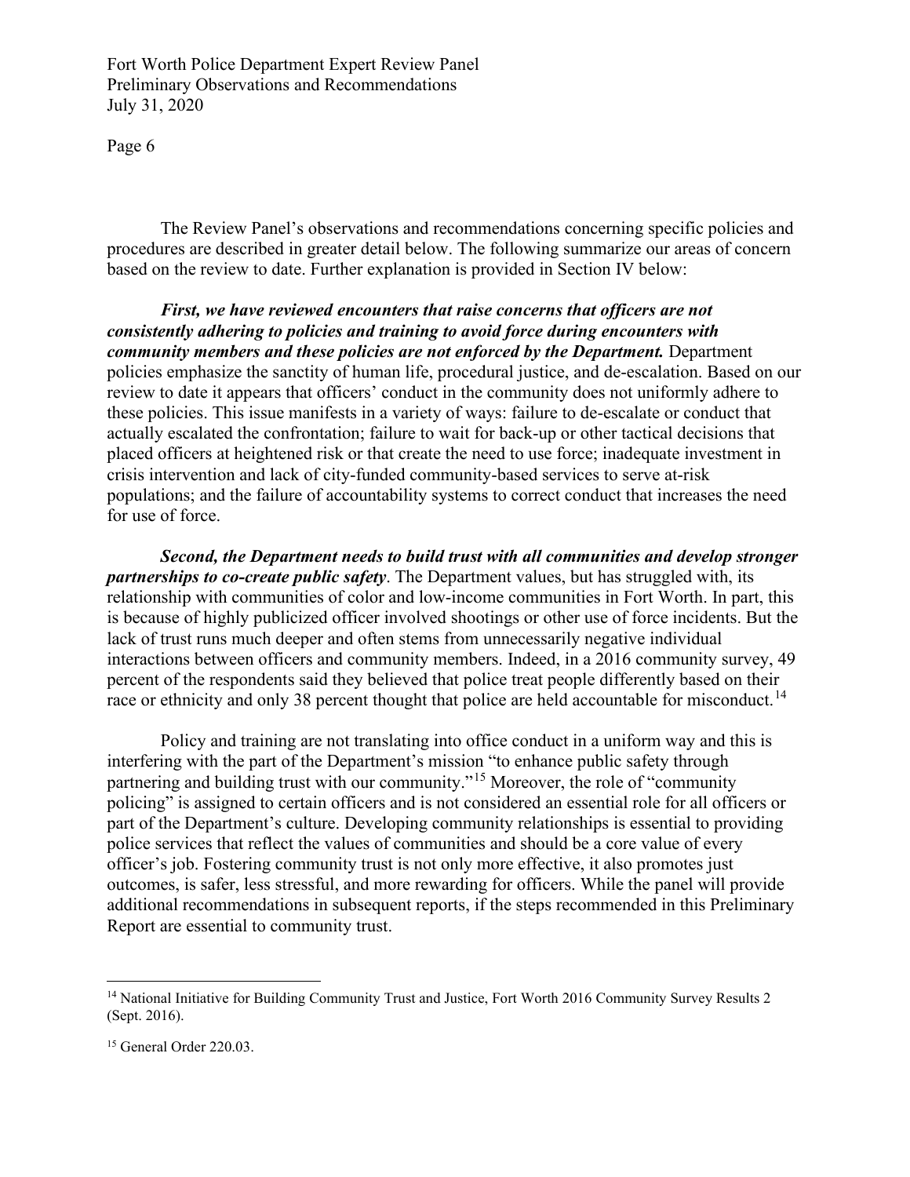The Review Panel's observations and recommendations concerning specific policies and procedures are described in greater detail below. The following summarize our areas of concern based on the review to date. Further explanation is provided in Section IV below:

***First, we have reviewed encounters that raise concerns that officers are not consistently adhering to policies and training to avoid force during encounters with community members and these policies are not enforced by the Department.*** Department policies emphasize the sanctity of human life, procedural justice, and de-escalation. Based on our review to date it appears that officers' conduct in the community does not uniformly adhere to these policies. This issue manifests in a variety of ways: failure to de-escalate or conduct that actually escalated the confrontation; failure to wait for back-up or other tactical decisions that placed officers at heightened risk or that create the need to use force; inadequate investment in crisis intervention and lack of city-funded community-based services to serve at-risk populations; and the failure of accountability systems to correct conduct that increases the need for use of force.

***Second, the Department needs to build trust with all communities and develop stronger partnerships to co-create public safety***. The Department values, but has struggled with, its relationship with communities of color and low-income communities in Fort Worth. In part, this is because of highly publicized officer involved shootings or other use of force incidents. But the lack of trust runs much deeper and often stems from unnecessarily negative individual interactions between officers and community members. Indeed, in a 2016 community survey, 49 percent of the respondents said they believed that police treat people differently based on their race or ethnicity and only 38 percent thought that police are held accountable for misconduct.[14]

Policy and training are not translating into office conduct in a uniform way and this is interfering with the part of the Department's mission "to enhance public safety through partnering and building trust with our community."[15] Moreover, the role of "community policing" is assigned to certain officers and is not considered an essential role for all officers or part of the Department's culture. Developing community relationships is essential to providing police services that reflect the values of communities and should be a core value of every officer's job. Fostering community trust is not only more effective, it also promotes just outcomes, is safer, less stressful, and more rewarding for officers. While the panel will provide additional recommendations in subsequent reports, if the steps recommended in this Preliminary Report are essential to community trust.

---

[14] National Initiative for Building Community Trust and Justice, Fort Worth 2016 Community Survey Results 2 (Sept. 2016).

[15] General Order 220.03.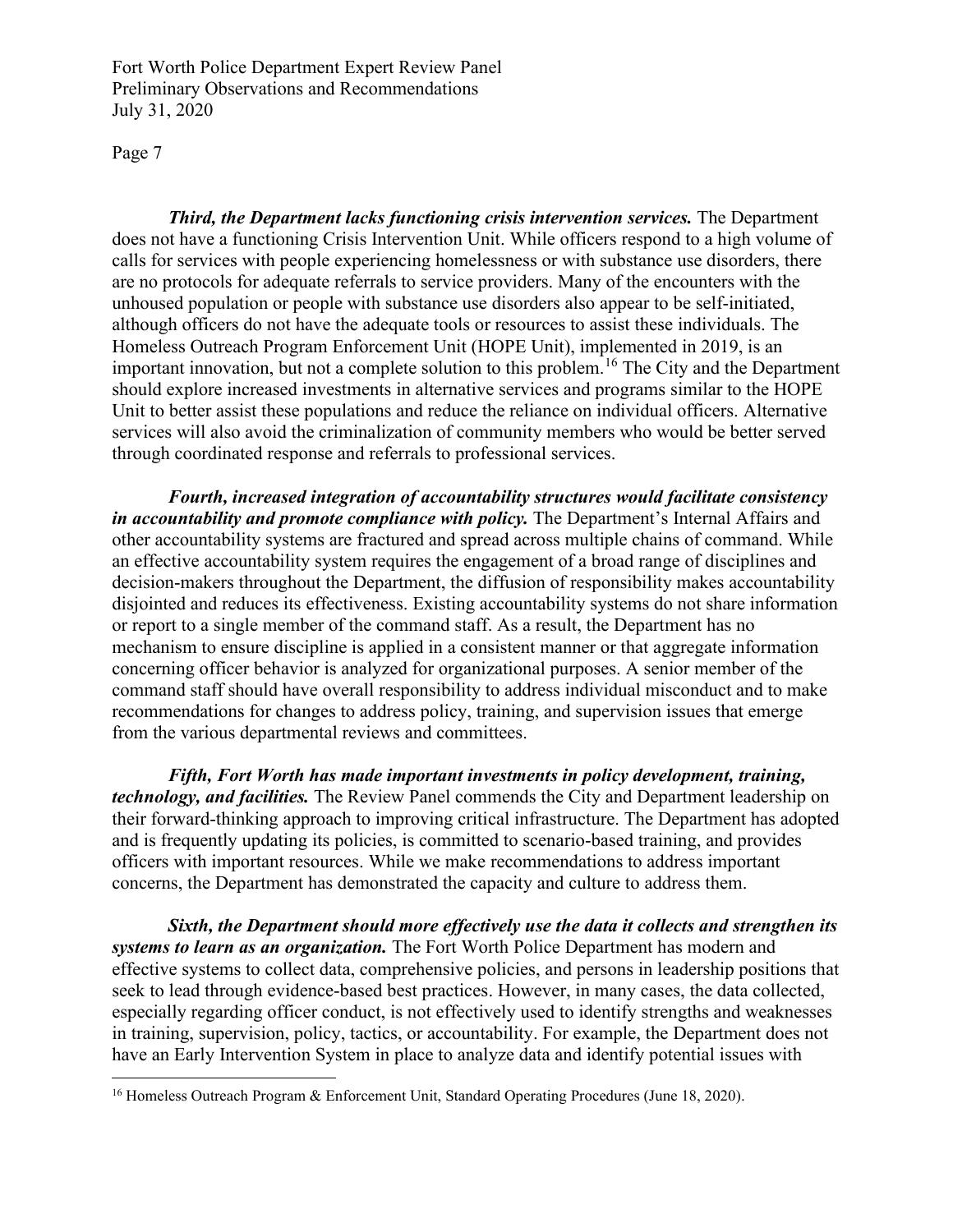***Third, the Department lacks functioning crisis intervention services.*** The Department does not have a functioning Crisis Intervention Unit. While officers respond to a high volume of calls for services with people experiencing homelessness or with substance use disorders, there are no protocols for adequate referrals to service providers. Many of the encounters with the unhoused population or people with substance use disorders also appear to be self-initiated, although officers do not have the adequate tools or resources to assist these individuals. The Homeless Outreach Program Enforcement Unit (HOPE Unit), implemented in 2019, is an important innovation, but not a complete solution to this problem.[16] The City and the Department should explore increased investments in alternative services and programs similar to the HOPE Unit to better assist these populations and reduce the reliance on individual officers. Alternative services will also avoid the criminalization of community members who would be better served through coordinated response and referrals to professional services.

***Fourth, increased integration of accountability structures would facilitate consistency in accountability and promote compliance with policy.*** The Department's Internal Affairs and other accountability systems are fractured and spread across multiple chains of command. While an effective accountability system requires the engagement of a broad range of disciplines and decision-makers throughout the Department, the diffusion of responsibility makes accountability disjointed and reduces its effectiveness. Existing accountability systems do not share information or report to a single member of the command staff. As a result, the Department has no mechanism to ensure discipline is applied in a consistent manner or that aggregate information concerning officer behavior is analyzed for organizational purposes. A senior member of the command staff should have overall responsibility to address individual misconduct and to make recommendations for changes to address policy, training, and supervision issues that emerge from the various departmental reviews and committees.

***Fifth, Fort Worth has made important investments in policy development, training, technology, and facilities.*** The Review Panel commends the City and Department leadership on their forward-thinking approach to improving critical infrastructure. The Department has adopted and is frequently updating its policies, is committed to scenario-based training, and provides officers with important resources. While we make recommendations to address important concerns, the Department has demonstrated the capacity and culture to address them.

***Sixth, the Department should more effectively use the data it collects and strengthen its systems to learn as an organization.*** The Fort Worth Police Department has modern and effective systems to collect data, comprehensive policies, and persons in leadership positions that seek to lead through evidence-based best practices. However, in many cases, the data collected, especially regarding officer conduct, is not effectively used to identify strengths and weaknesses in training, supervision, policy, tactics, or accountability. For example, the Department does not have an Early Intervention System in place to analyze data and identify potential issues with

[16] Homeless Outreach Program & Enforcement Unit, Standard Operating Procedures (June 18, 2020).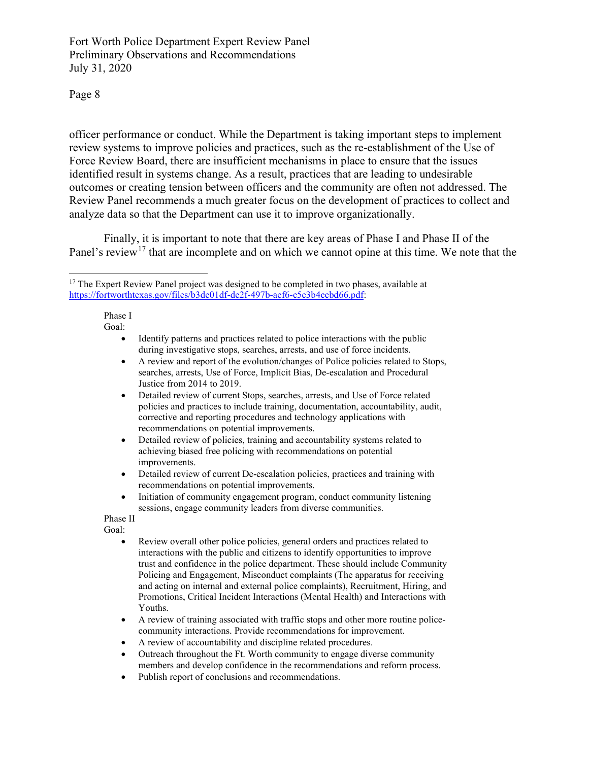officer performance or conduct. While the Department is taking important steps to implement review systems to improve policies and practices, such as the re-establishment of the Use of Force Review Board, there are insufficient mechanisms in place to ensure that the issues identified result in systems change. As a result, practices that are leading to undesirable outcomes or creating tension between officers and the community are often not addressed. The Review Panel recommends a much greater focus on the development of practices to collect and analyze data so that the Department can use it to improve organizationally.

Finally, it is important to note that there are key areas of Phase I and Phase II of the Panel's review[17] that are incomplete and on which we cannot opine at this time. We note that the

---

[17] The Expert Review Panel project was designed to be completed in two phases, available at https://fortworthtexas.gov/files/b3de01df-de2f-497b-aef6-c5c3b4ccbd66.pdf:

Phase I
Goal:

- Identify patterns and practices related to police interactions with the public during investigative stops, searches, arrests, and use of force incidents.
- A review and report of the evolution/changes of Police policies related to Stops, searches, arrests, Use of Force, Implicit Bias, De-escalation and Procedural Justice from 2014 to 2019.
- Detailed review of current Stops, searches, arrests, and Use of Force related policies and practices to include training, documentation, accountability, audit, corrective and reporting procedures and technology applications with recommendations on potential improvements.
- Detailed review of policies, training and accountability systems related to achieving biased free policing with recommendations on potential improvements.
- Detailed review of current De-escalation policies, practices and training with recommendations on potential improvements.
- Initiation of community engagement program, conduct community listening sessions, engage community leaders from diverse communities.

Phase II
Goal:

- Review overall other police policies, general orders and practices related to interactions with the public and citizens to identify opportunities to improve trust and confidence in the police department. These should include Community Policing and Engagement, Misconduct complaints (The apparatus for receiving and acting on internal and external police complaints), Recruitment, Hiring, and Promotions, Critical Incident Interactions (Mental Health) and Interactions with Youths.
- A review of training associated with traffic stops and other more routine police-community interactions. Provide recommendations for improvement.
- A review of accountability and discipline related procedures.
- Outreach throughout the Ft. Worth community to engage diverse community members and develop confidence in the recommendations and reform process.
- Publish report of conclusions and recommendations.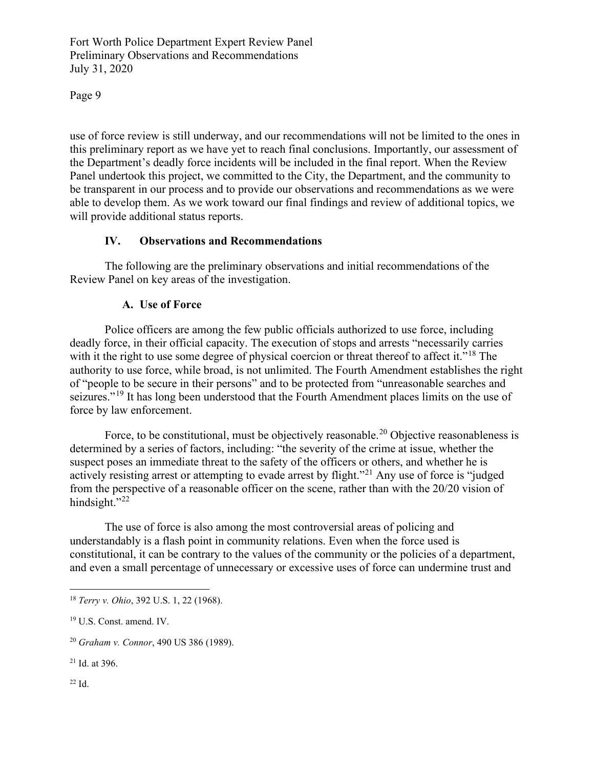use of force review is still underway, and our recommendations will not be limited to the ones in this preliminary report as we have yet to reach final conclusions. Importantly, our assessment of the Department's deadly force incidents will be included in the final report. When the Review Panel undertook this project, we committed to the City, the Department, and the community to be transparent in our process and to provide our observations and recommendations as we were able to develop them. As we work toward our final findings and review of additional topics, we will provide additional status reports.

## IV. Observations and Recommendations

The following are the preliminary observations and initial recommendations of the Review Panel on key areas of the investigation.

### A. Use of Force

Police officers are among the few public officials authorized to use force, including deadly force, in their official capacity. The execution of stops and arrests "necessarily carries with it the right to use some degree of physical coercion or threat thereof to affect it."[18] The authority to use force, while broad, is not unlimited. The Fourth Amendment establishes the right of "people to be secure in their persons" and to be protected from "unreasonable searches and seizures."[19] It has long been understood that the Fourth Amendment places limits on the use of force by law enforcement.

Force, to be constitutional, must be objectively reasonable.[20] Objective reasonableness is determined by a series of factors, including: "the severity of the crime at issue, whether the suspect poses an immediate threat to the safety of the officers or others, and whether he is actively resisting arrest or attempting to evade arrest by flight."[21] Any use of force is "judged from the perspective of a reasonable officer on the scene, rather than with the 20/20 vision of hindsight."[22]

The use of force is also among the most controversial areas of policing and understandably is a flash point in community relations. Even when the force used is constitutional, it can be contrary to the values of the community or the policies of a department, and even a small percentage of unnecessary or excessive uses of force can undermine trust and

---

[18] *Terry v. Ohio*, 392 U.S. 1, 22 (1968).

[19] U.S. Const. amend. IV.

[20] *Graham v. Connor*, 490 US 386 (1989).

[21] Id. at 396.

[22] Id.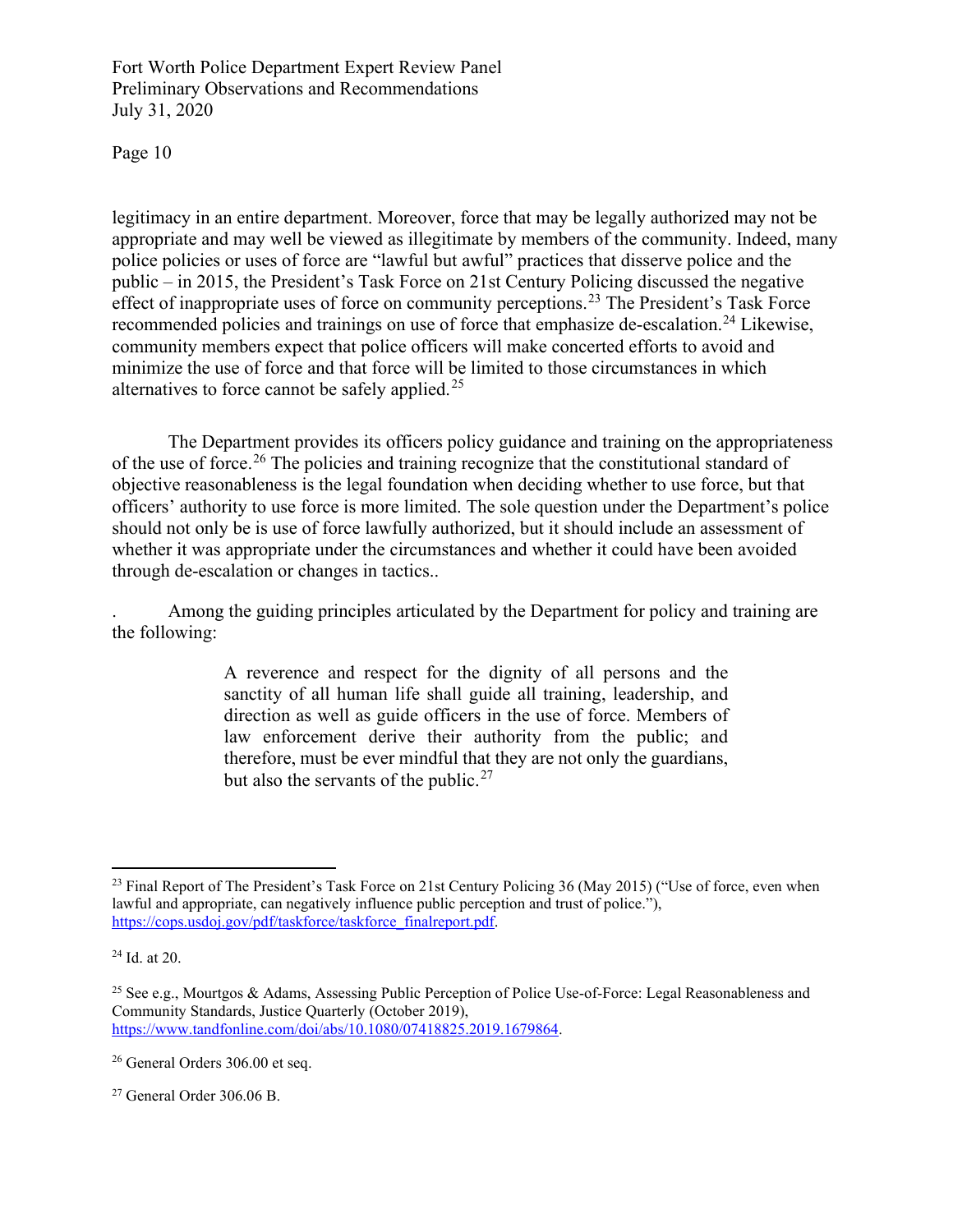legitimacy in an entire department. Moreover, force that may be legally authorized may not be appropriate and may well be viewed as illegitimate by members of the community. Indeed, many police policies or uses of force are "lawful but awful" practices that disserve police and the public – in 2015, the President's Task Force on 21st Century Policing discussed the negative effect of inappropriate uses of force on community perceptions.[23] The President's Task Force recommended policies and trainings on use of force that emphasize de-escalation.[24] Likewise, community members expect that police officers will make concerted efforts to avoid and minimize the use of force and that force will be limited to those circumstances in which alternatives to force cannot be safely applied.[25]

The Department provides its officers policy guidance and training on the appropriateness of the use of force.[26] The policies and training recognize that the constitutional standard of objective reasonableness is the legal foundation when deciding whether to use force, but that officers' authority to use force is more limited. The sole question under the Department's police should not only be is use of force lawfully authorized, but it should include an assessment of whether it was appropriate under the circumstances and whether it could have been avoided through de-escalation or changes in tactics..

. Among the guiding principles articulated by the Department for policy and training are the following:

> A reverence and respect for the dignity of all persons and the sanctity of all human life shall guide all training, leadership, and direction as well as guide officers in the use of force. Members of law enforcement derive their authority from the public; and therefore, must be ever mindful that they are not only the guardians, but also the servants of the public.[27]

---

[23] Final Report of The President's Task Force on 21st Century Policing 36 (May 2015) ("Use of force, even when lawful and appropriate, can negatively influence public perception and trust of police."), https://cops.usdoj.gov/pdf/taskforce/taskforce_finalreport.pdf.

[24] Id. at 20.

[25] See e.g., Mourtgos & Adams, Assessing Public Perception of Police Use-of-Force: Legal Reasonableness and Community Standards, Justice Quarterly (October 2019), https://www.tandfonline.com/doi/abs/10.1080/07418825.2019.1679864.

[26] General Orders 306.00 et seq.

[27] General Order 306.06 B.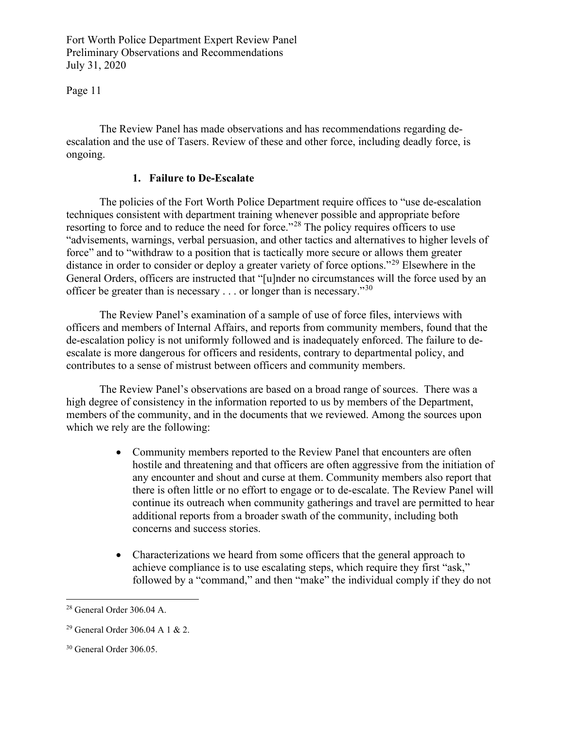The Review Panel has made observations and has recommendations regarding de-escalation and the use of Tasers. Review of these and other force, including deadly force, is ongoing.

### 1. Failure to De-Escalate

The policies of the Fort Worth Police Department require offices to "use de-escalation techniques consistent with department training whenever possible and appropriate before resorting to force and to reduce the need for force."[28] The policy requires officers to use "advisements, warnings, verbal persuasion, and other tactics and alternatives to higher levels of force" and to "withdraw to a position that is tactically more secure or allows them greater distance in order to consider or deploy a greater variety of force options."[29] Elsewhere in the General Orders, officers are instructed that "[u]nder no circumstances will the force used by an officer be greater than is necessary . . . or longer than is necessary."[30]

The Review Panel's examination of a sample of use of force files, interviews with officers and members of Internal Affairs, and reports from community members, found that the de-escalation policy is not uniformly followed and is inadequately enforced. The failure to de-escalate is more dangerous for officers and residents, contrary to departmental policy, and contributes to a sense of mistrust between officers and community members.

The Review Panel's observations are based on a broad range of sources. There was a high degree of consistency in the information reported to us by members of the Department, members of the community, and in the documents that we reviewed. Among the sources upon which we rely are the following:

- Community members reported to the Review Panel that encounters are often hostile and threatening and that officers are often aggressive from the initiation of any encounter and shout and curse at them. Community members also report that there is often little or no effort to engage or to de-escalate. The Review Panel will continue its outreach when community gatherings and travel are permitted to hear additional reports from a broader swath of the community, including both concerns and success stories.

- Characterizations we heard from some officers that the general approach to achieve compliance is to use escalating steps, which require they first "ask," followed by a "command," and then "make" the individual comply if they do not

---

[28] General Order 306.04 A.

[29] General Order 306.04 A 1 & 2.

[30] General Order 306.05.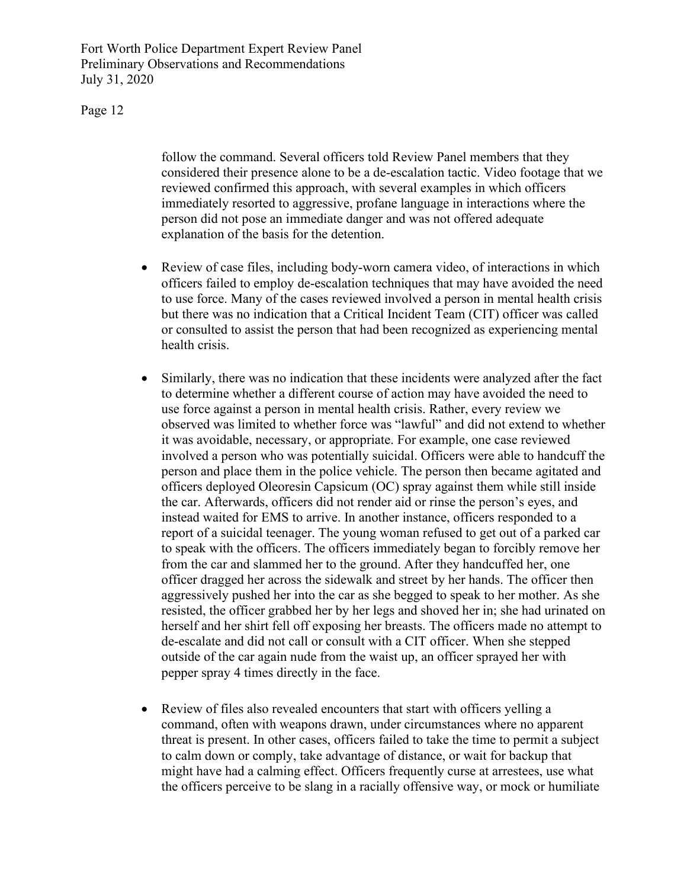follow the command. Several officers told Review Panel members that they considered their presence alone to be a de-escalation tactic. Video footage that we reviewed confirmed this approach, with several examples in which officers immediately resorted to aggressive, profane language in interactions where the person did not pose an immediate danger and was not offered adequate explanation of the basis for the detention.

- Review of case files, including body-worn camera video, of interactions in which officers failed to employ de-escalation techniques that may have avoided the need to use force. Many of the cases reviewed involved a person in mental health crisis but there was no indication that a Critical Incident Team (CIT) officer was called or consulted to assist the person that had been recognized as experiencing mental health crisis.

- Similarly, there was no indication that these incidents were analyzed after the fact to determine whether a different course of action may have avoided the need to use force against a person in mental health crisis. Rather, every review we observed was limited to whether force was "lawful" and did not extend to whether it was avoidable, necessary, or appropriate. For example, one case reviewed involved a person who was potentially suicidal. Officers were able to handcuff the person and place them in the police vehicle. The person then became agitated and officers deployed Oleoresin Capsicum (OC) spray against them while still inside the car. Afterwards, officers did not render aid or rinse the person's eyes, and instead waited for EMS to arrive. In another instance, officers responded to a report of a suicidal teenager. The young woman refused to get out of a parked car to speak with the officers. The officers immediately began to forcibly remove her from the car and slammed her to the ground. After they handcuffed her, one officer dragged her across the sidewalk and street by her hands. The officer then aggressively pushed her into the car as she begged to speak to her mother. As she resisted, the officer grabbed her by her legs and shoved her in; she had urinated on herself and her shirt fell off exposing her breasts. The officers made no attempt to de-escalate and did not call or consult with a CIT officer. When she stepped outside of the car again nude from the waist up, an officer sprayed her with pepper spray 4 times directly in the face.

- Review of files also revealed encounters that start with officers yelling a command, often with weapons drawn, under circumstances where no apparent threat is present. In other cases, officers failed to take the time to permit a subject to calm down or comply, take advantage of distance, or wait for backup that might have had a calming effect. Officers frequently curse at arrestees, use what the officers perceive to be slang in a racially offensive way, or mock or humiliate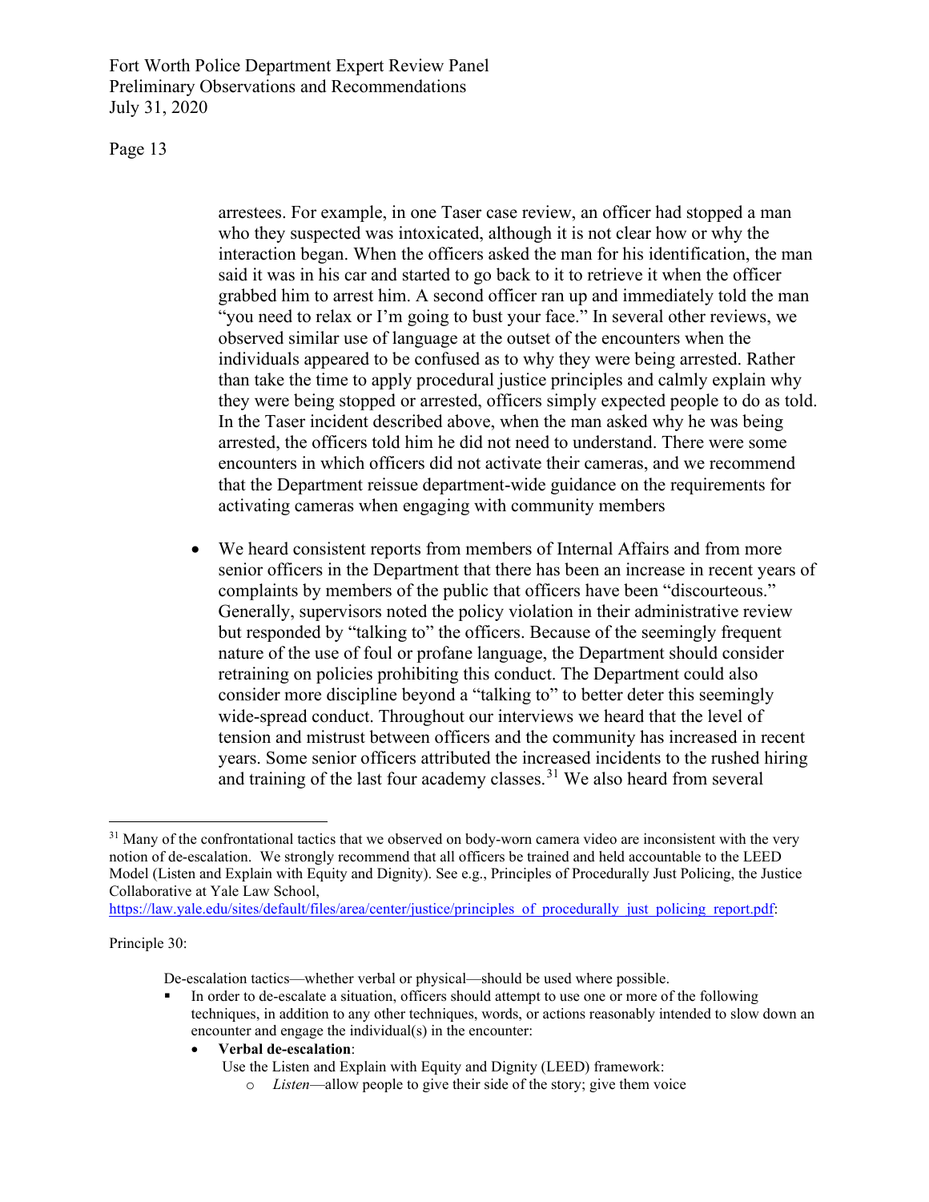arrestees. For example, in one Taser case review, an officer had stopped a man who they suspected was intoxicated, although it is not clear how or why the interaction began. When the officers asked the man for his identification, the man said it was in his car and started to go back to it to retrieve it when the officer grabbed him to arrest him. A second officer ran up and immediately told the man "you need to relax or I'm going to bust your face." In several other reviews, we observed similar use of language at the outset of the encounters when the individuals appeared to be confused as to why they were being arrested. Rather than take the time to apply procedural justice principles and calmly explain why they were being stopped or arrested, officers simply expected people to do as told. In the Taser incident described above, when the man asked why he was being arrested, the officers told him he did not need to understand. There were some encounters in which officers did not activate their cameras, and we recommend that the Department reissue department-wide guidance on the requirements for activating cameras when engaging with community members

- We heard consistent reports from members of Internal Affairs and from more senior officers in the Department that there has been an increase in recent years of complaints by members of the public that officers have been "discourteous." Generally, supervisors noted the policy violation in their administrative review but responded by "talking to" the officers. Because of the seemingly frequent nature of the use of foul or profane language, the Department should consider retraining on policies prohibiting this conduct. The Department could also consider more discipline beyond a "talking to" to better deter this seemingly wide-spread conduct. Throughout our interviews we heard that the level of tension and mistrust between officers and the community has increased in recent years. Some senior officers attributed the increased incidents to the rushed hiring and training of the last four academy classes.[31] We also heard from several

---

[31] Many of the confrontational tactics that we observed on body-worn camera video are inconsistent with the very notion of de-escalation. We strongly recommend that all officers be trained and held accountable to the LEED Model (Listen and Explain with Equity and Dignity). See e.g., Principles of Procedurally Just Policing, the Justice Collaborative at Yale Law School, https://law.yale.edu/sites/default/files/area/center/justice/principles_of_procedurally_just_policing_report.pdf:

Principle 30:

De-escalation tactics—whether verbal or physical—should be used where possible.

- In order to de-escalate a situation, officers should attempt to use one or more of the following techniques, in addition to any other techniques, words, or actions reasonably intended to slow down an encounter and engage the individual(s) in the encounter:
  - **Verbal de-escalation**:
    Use the Listen and Explain with Equity and Dignity (LEED) framework:
    - *Listen*—allow people to give their side of the story; give them voice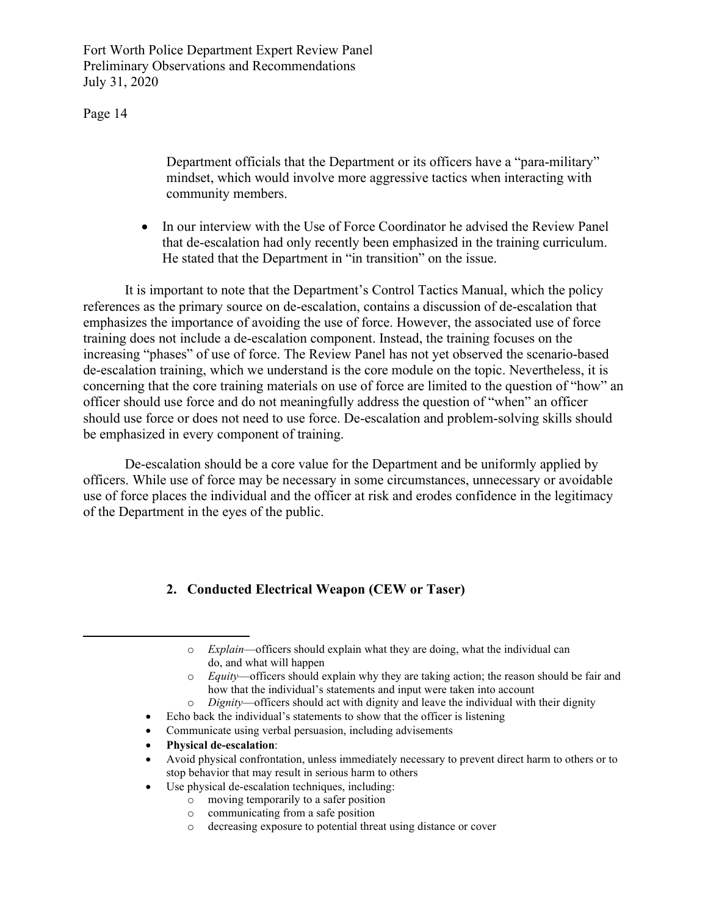Department officials that the Department or its officers have a "para-military" mindset, which would involve more aggressive tactics when interacting with community members.

- In our interview with the Use of Force Coordinator he advised the Review Panel that de-escalation had only recently been emphasized in the training curriculum. He stated that the Department in "in transition" on the issue.

It is important to note that the Department's Control Tactics Manual, which the policy references as the primary source on de-escalation, contains a discussion of de-escalation that emphasizes the importance of avoiding the use of force. However, the associated use of force training does not include a de-escalation component. Instead, the training focuses on the increasing "phases" of use of force. The Review Panel has not yet observed the scenario-based de-escalation training, which we understand is the core module on the topic. Nevertheless, it is concerning that the core training materials on use of force are limited to the question of "how" an officer should use force and do not meaningfully address the question of "when" an officer should use force or does not need to use force. De-escalation and problem-solving skills should be emphasized in every component of training.

De-escalation should be a core value for the Department and be uniformly applied by officers. While use of force may be necessary in some circumstances, unnecessary or avoidable use of force places the individual and the officer at risk and erodes confidence in the legitimacy of the Department in the eyes of the public.

### 2. Conducted Electrical Weapon (CEW or Taser)

---

- *Explain*—officers should explain what they are doing, what the individual can do, and what will happen
- *Equity*—officers should explain why they are taking action; the reason should be fair and how that the individual's statements and input were taken into account
- *Dignity*—officers should act with dignity and leave the individual with their dignity

- Echo back the individual's statements to show that the officer is listening
- Communicate using verbal persuasion, including advisements
- **Physical de-escalation**:
- Avoid physical confrontation, unless immediately necessary to prevent direct harm to others or to stop behavior that may result in serious harm to others
- Use physical de-escalation techniques, including:
  - moving temporarily to a safer position
  - communicating from a safe position
  - decreasing exposure to potential threat using distance or cover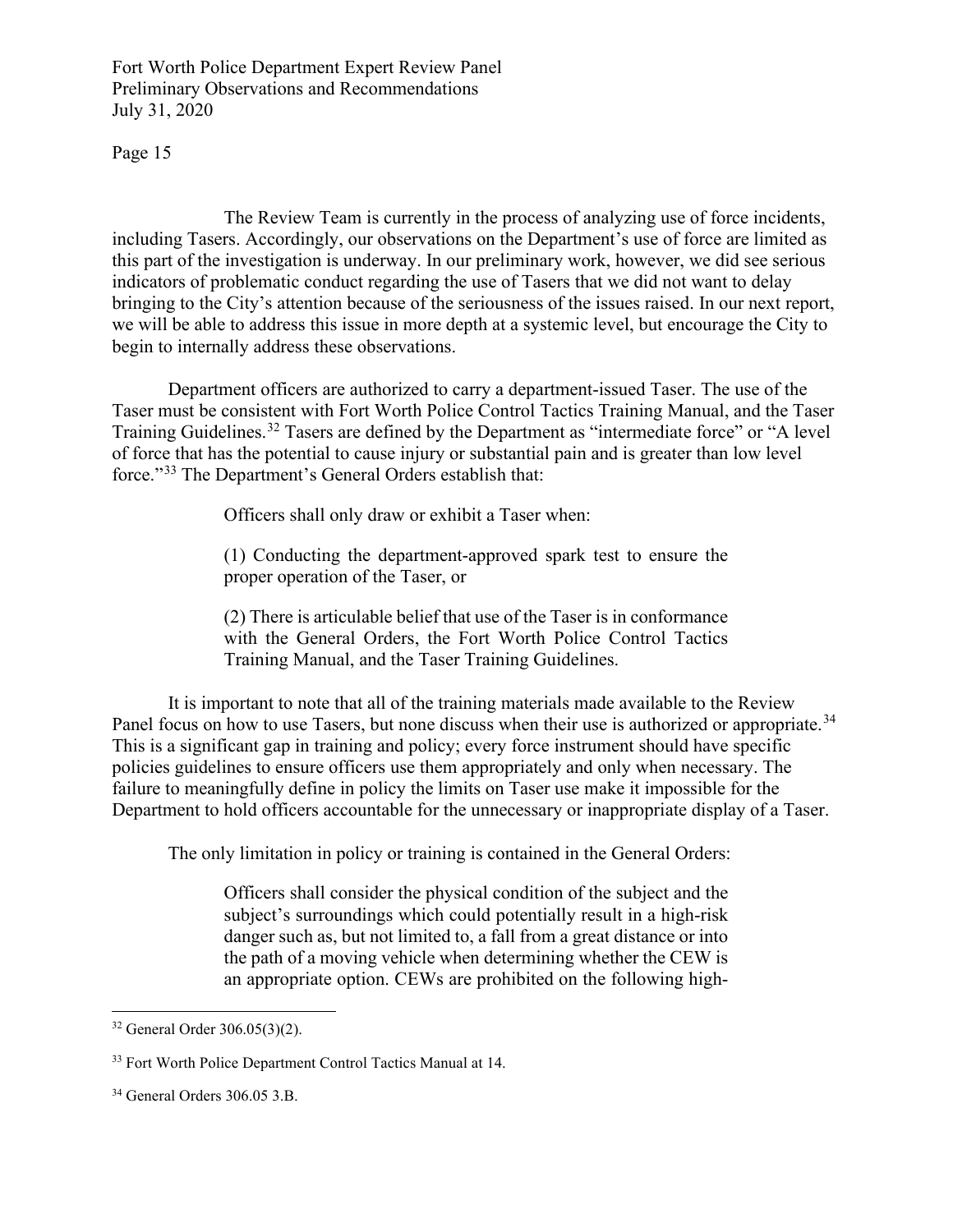The Review Team is currently in the process of analyzing use of force incidents, including Tasers. Accordingly, our observations on the Department's use of force are limited as this part of the investigation is underway. In our preliminary work, however, we did see serious indicators of problematic conduct regarding the use of Tasers that we did not want to delay bringing to the City's attention because of the seriousness of the issues raised. In our next report, we will be able to address this issue in more depth at a systemic level, but encourage the City to begin to internally address these observations.

Department officers are authorized to carry a department-issued Taser. The use of the Taser must be consistent with Fort Worth Police Control Tactics Training Manual, and the Taser Training Guidelines.[32] Tasers are defined by the Department as "intermediate force" or "A level of force that has the potential to cause injury or substantial pain and is greater than low level force."[33] The Department's General Orders establish that:

> Officers shall only draw or exhibit a Taser when:
>
> (1) Conducting the department-approved spark test to ensure the proper operation of the Taser, or
>
> (2) There is articulable belief that use of the Taser is in conformance with the General Orders, the Fort Worth Police Control Tactics Training Manual, and the Taser Training Guidelines.

It is important to note that all of the training materials made available to the Review Panel focus on how to use Tasers, but none discuss when their use is authorized or appropriate.[34] This is a significant gap in training and policy; every force instrument should have specific policies guidelines to ensure officers use them appropriately and only when necessary. The failure to meaningfully define in policy the limits on Taser use make it impossible for the Department to hold officers accountable for the unnecessary or inappropriate display of a Taser.

The only limitation in policy or training is contained in the General Orders:

> Officers shall consider the physical condition of the subject and the subject's surroundings which could potentially result in a high-risk danger such as, but not limited to, a fall from a great distance or into the path of a moving vehicle when determining whether the CEW is an appropriate option. CEWs are prohibited on the following high-

---

[32] General Order 306.05(3)(2).

[33] Fort Worth Police Department Control Tactics Manual at 14.

[34] General Orders 306.05 3.B.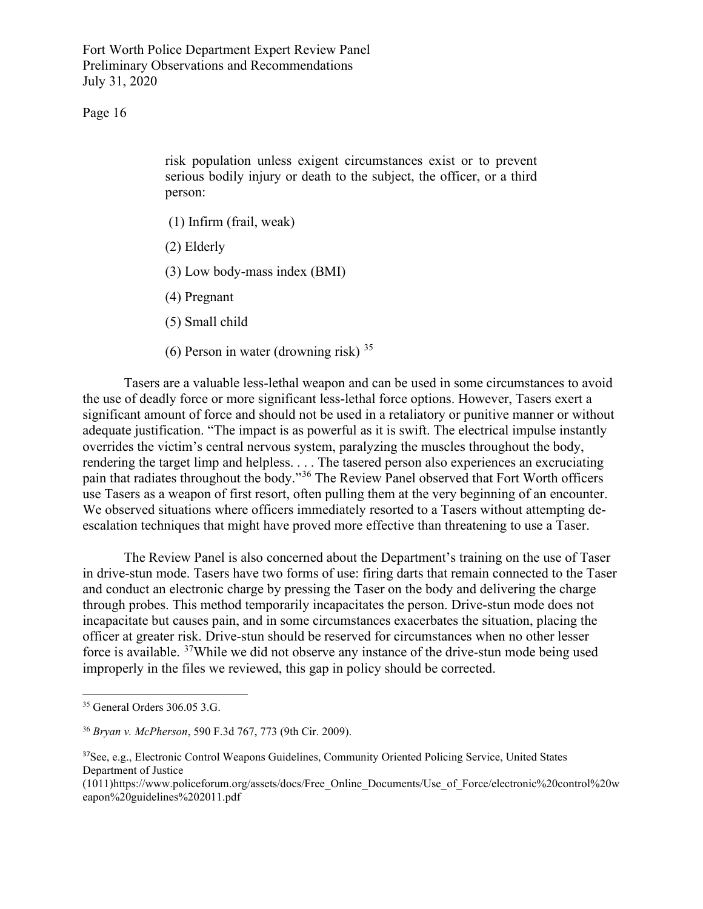> risk population unless exigent circumstances exist or to prevent serious bodily injury or death to the subject, the officer, or a third person:
>
> (1) Infirm (frail, weak)
>
> (2) Elderly
>
> (3) Low body-mass index (BMI)
>
> (4) Pregnant
>
> (5) Small child
>
> (6) Person in water (drowning risk) [35]

Tasers are a valuable less-lethal weapon and can be used in some circumstances to avoid the use of deadly force or more significant less-lethal force options. However, Tasers exert a significant amount of force and should not be used in a retaliatory or punitive manner or without adequate justification. "The impact is as powerful as it is swift. The electrical impulse instantly overrides the victim's central nervous system, paralyzing the muscles throughout the body, rendering the target limp and helpless. . . . The tasered person also experiences an excruciating pain that radiates throughout the body."[36] The Review Panel observed that Fort Worth officers use Tasers as a weapon of first resort, often pulling them at the very beginning of an encounter. We observed situations where officers immediately resorted to a Tasers without attempting de-escalation techniques that might have proved more effective than threatening to use a Taser.

The Review Panel is also concerned about the Department's training on the use of Taser in drive-stun mode. Tasers have two forms of use: firing darts that remain connected to the Taser and conduct an electronic charge by pressing the Taser on the body and delivering the charge through probes. This method temporarily incapacitates the person. Drive-stun mode does not incapacitate but causes pain, and in some circumstances exacerbates the situation, placing the officer at greater risk. Drive-stun should be reserved for circumstances when no other lesser force is available. [37]While we did not observe any instance of the drive-stun mode being used improperly in the files we reviewed, this gap in policy should be corrected.

---

[35] General Orders 306.05 3.G.

[36] *Bryan v. McPherson*, 590 F.3d 767, 773 (9th Cir. 2009).

[37]See, e.g., Electronic Control Weapons Guidelines, Community Oriented Policing Service, United States Department of Justice (1011)https://www.policeforum.org/assets/docs/Free_Online_Documents/Use_of_Force/electronic%20control%20weapon%20guidelines%202011.pdf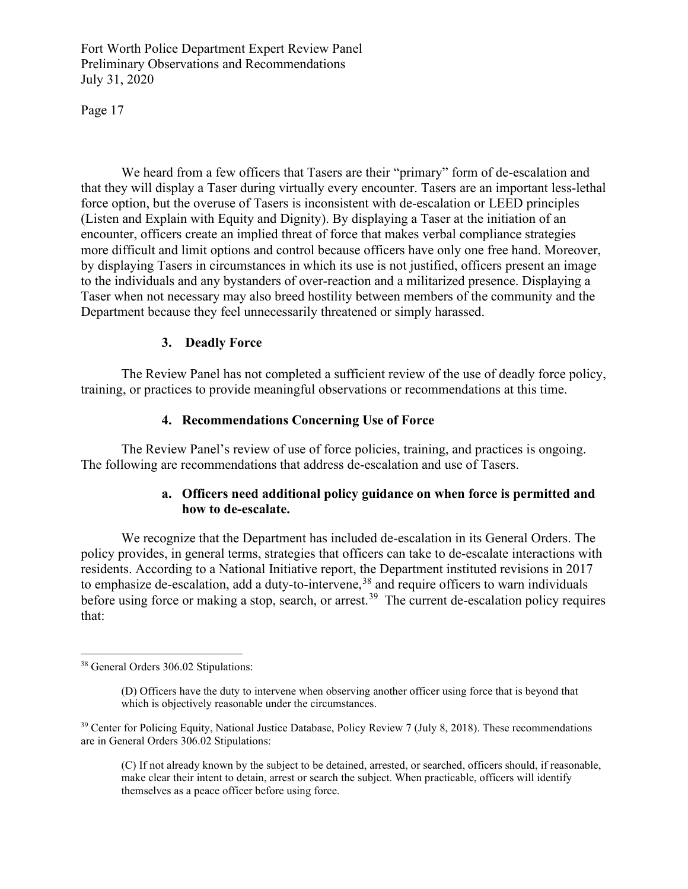We heard from a few officers that Tasers are their "primary" form of de-escalation and that they will display a Taser during virtually every encounter. Tasers are an important less-lethal force option, but the overuse of Tasers is inconsistent with de-escalation or LEED principles (Listen and Explain with Equity and Dignity). By displaying a Taser at the initiation of an encounter, officers create an implied threat of force that makes verbal compliance strategies more difficult and limit options and control because officers have only one free hand. Moreover, by displaying Tasers in circumstances in which its use is not justified, officers present an image to the individuals and any bystanders of over-reaction and a militarized presence. Displaying a Taser when not necessary may also breed hostility between members of the community and the Department because they feel unnecessarily threatened or simply harassed.

### 3. Deadly Force

The Review Panel has not completed a sufficient review of the use of deadly force policy, training, or practices to provide meaningful observations or recommendations at this time.

### 4. Recommendations Concerning Use of Force

The Review Panel's review of use of force policies, training, and practices is ongoing. The following are recommendations that address de-escalation and use of Tasers.

#### a. Officers need additional policy guidance on when force is permitted and how to de-escalate.

We recognize that the Department has included de-escalation in its General Orders. The policy provides, in general terms, strategies that officers can take to de-escalate interactions with residents. According to a National Initiative report, the Department instituted revisions in 2017 to emphasize de-escalation, add a duty-to-intervene,[38] and require officers to warn individuals before using force or making a stop, search, or arrest.[39] The current de-escalation policy requires that:

---

[38] General Orders 306.02 Stipulations:

> (D) Officers have the duty to intervene when observing another officer using force that is beyond that which is objectively reasonable under the circumstances.

[39] Center for Policing Equity, National Justice Database, Policy Review 7 (July 8, 2018). These recommendations are in General Orders 306.02 Stipulations:

> (C) If not already known by the subject to be detained, arrested, or searched, officers should, if reasonable, make clear their intent to detain, arrest or search the subject. When practicable, officers will identify themselves as a peace officer before using force.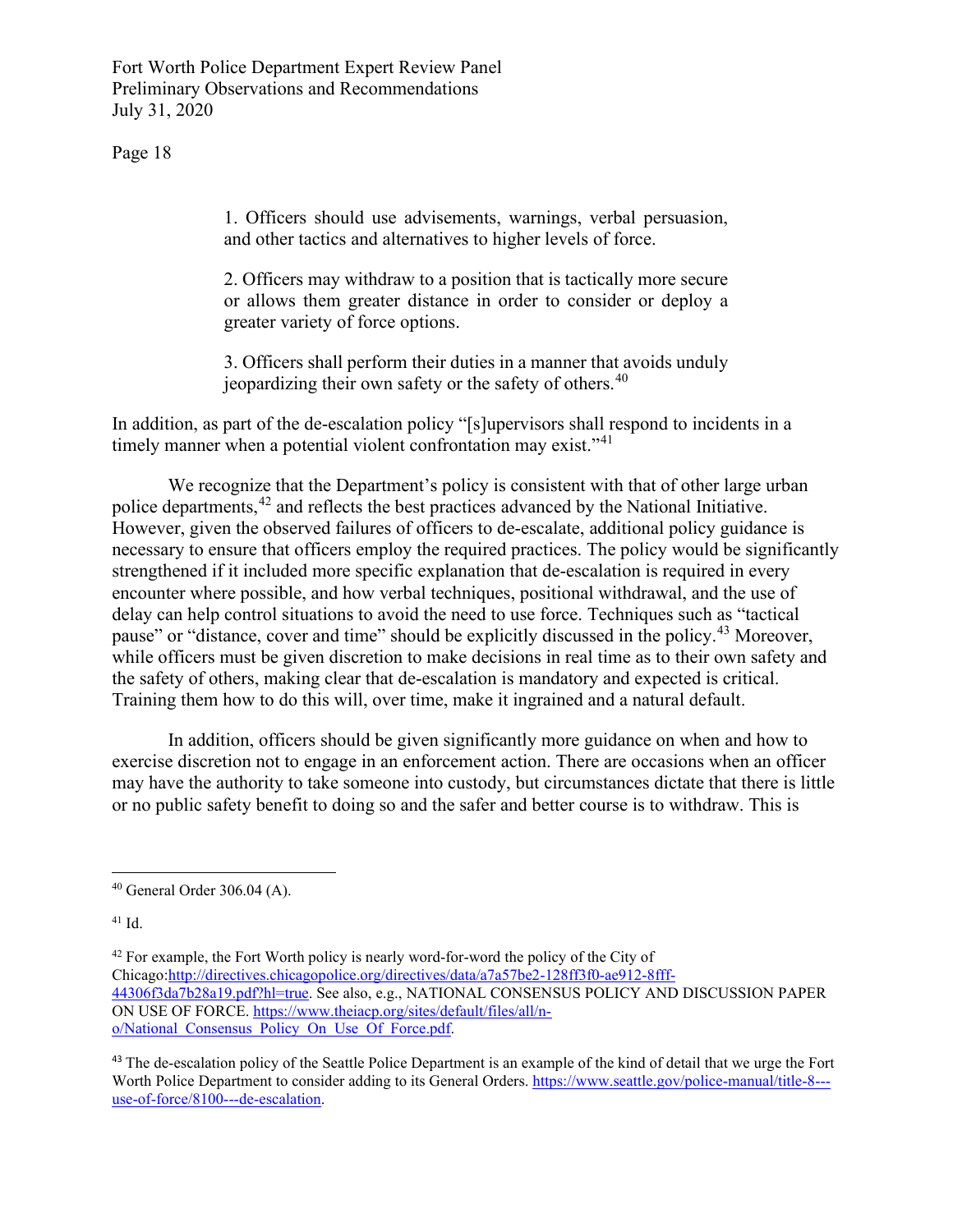> 1. Officers should use advisements, warnings, verbal persuasion, and other tactics and alternatives to higher levels of force.
>
> 2. Officers may withdraw to a position that is tactically more secure or allows them greater distance in order to consider or deploy a greater variety of force options.
>
> 3. Officers shall perform their duties in a manner that avoids unduly jeopardizing their own safety or the safety of others.[40]

In addition, as part of the de-escalation policy "[s]upervisors shall respond to incidents in a timely manner when a potential violent confrontation may exist."[41]

We recognize that the Department's policy is consistent with that of other large urban police departments,[42] and reflects the best practices advanced by the National Initiative. However, given the observed failures of officers to de-escalate, additional policy guidance is necessary to ensure that officers employ the required practices. The policy would be significantly strengthened if it included more specific explanation that de-escalation is required in every encounter where possible, and how verbal techniques, positional withdrawal, and the use of delay can help control situations to avoid the need to use force. Techniques such as "tactical pause" or "distance, cover and time" should be explicitly discussed in the policy.[43] Moreover, while officers must be given discretion to make decisions in real time as to their own safety and the safety of others, making clear that de-escalation is mandatory and expected is critical. Training them how to do this will, over time, make it ingrained and a natural default.

In addition, officers should be given significantly more guidance on when and how to exercise discretion not to engage in an enforcement action. There are occasions when an officer may have the authority to take someone into custody, but circumstances dictate that there is little or no public safety benefit to doing so and the safer and better course is to withdraw. This is

---

[40] General Order 306.04 (A).

[41] Id.

[42] For example, the Fort Worth policy is nearly word-for-word the policy of the City of Chicago: http://directives.chicagopolice.org/directives/data/a7a57be2-128ff3f0-ae912-8fff-44306f3da7b28a19.pdf?hl=true. See also, e.g., NATIONAL CONSENSUS POLICY AND DISCUSSION PAPER ON USE OF FORCE. https://www.theiacp.org/sites/default/files/all/n-o/National_Consensus_Policy_On_Use_Of_Force.pdf.

[43] The de-escalation policy of the Seattle Police Department is an example of the kind of detail that we urge the Fort Worth Police Department to consider adding to its General Orders. https://www.seattle.gov/police-manual/title-8---use-of-force/8100---de-escalation.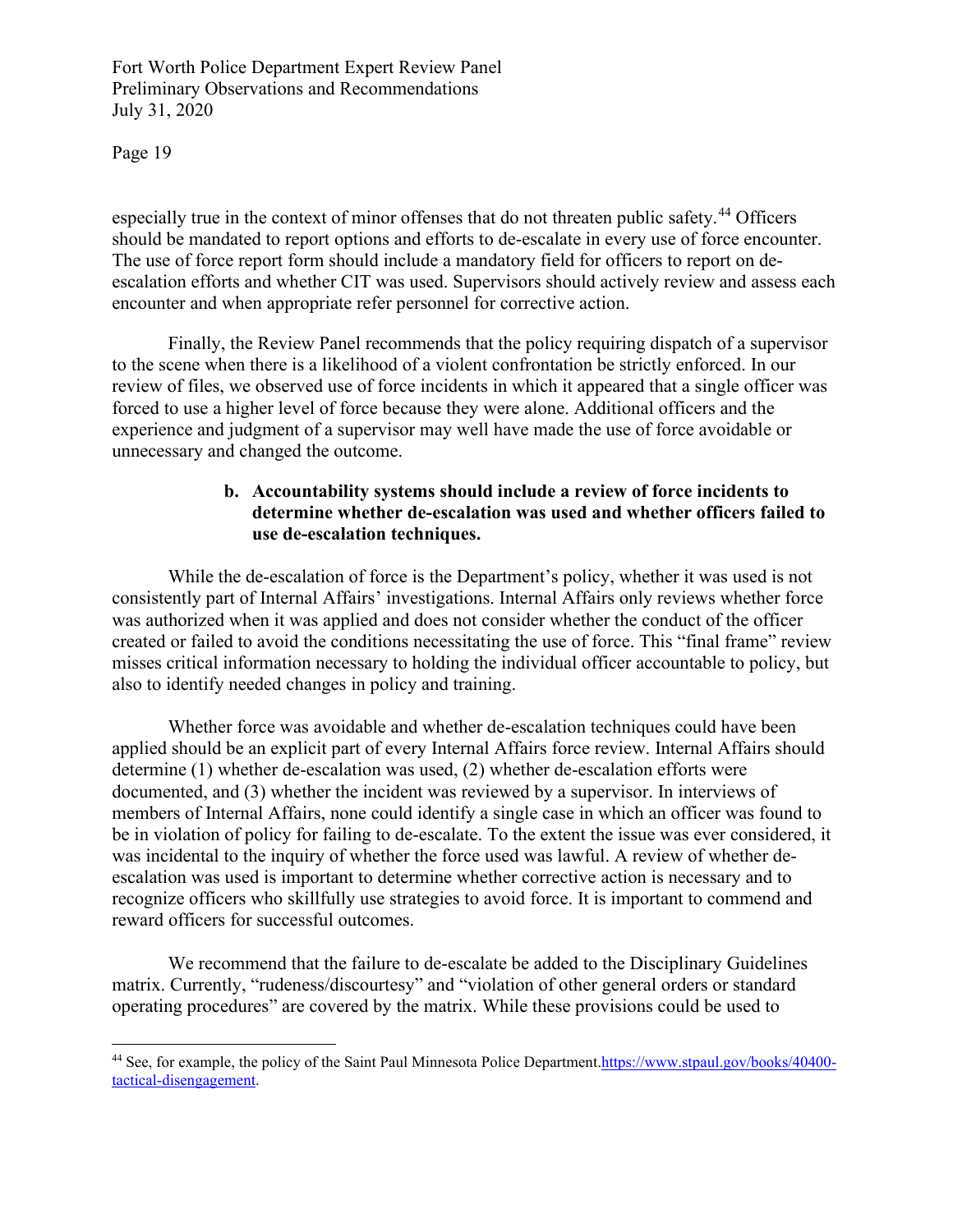especially true in the context of minor offenses that do not threaten public safety.[44] Officers should be mandated to report options and efforts to de-escalate in every use of force encounter. The use of force report form should include a mandatory field for officers to report on de-escalation efforts and whether CIT was used. Supervisors should actively review and assess each encounter and when appropriate refer personnel for corrective action.

Finally, the Review Panel recommends that the policy requiring dispatch of a supervisor to the scene when there is a likelihood of a violent confrontation be strictly enforced. In our review of files, we observed use of force incidents in which it appeared that a single officer was forced to use a higher level of force because they were alone. Additional officers and the experience and judgment of a supervisor may well have made the use of force avoidable or unnecessary and changed the outcome.

**b. Accountability systems should include a review of force incidents to determine whether de-escalation was used and whether officers failed to use de-escalation techniques.**

While the de-escalation of force is the Department's policy, whether it was used is not consistently part of Internal Affairs' investigations. Internal Affairs only reviews whether force was authorized when it was applied and does not consider whether the conduct of the officer created or failed to avoid the conditions necessitating the use of force. This "final frame" review misses critical information necessary to holding the individual officer accountable to policy, but also to identify needed changes in policy and training.

Whether force was avoidable and whether de-escalation techniques could have been applied should be an explicit part of every Internal Affairs force review. Internal Affairs should determine (1) whether de-escalation was used, (2) whether de-escalation efforts were documented, and (3) whether the incident was reviewed by a supervisor. In interviews of members of Internal Affairs, none could identify a single case in which an officer was found to be in violation of policy for failing to de-escalate. To the extent the issue was ever considered, it was incidental to the inquiry of whether the force used was lawful. A review of whether de-escalation was used is important to determine whether corrective action is necessary and to recognize officers who skillfully use strategies to avoid force. It is important to commend and reward officers for successful outcomes.

We recommend that the failure to de-escalate be added to the Disciplinary Guidelines matrix. Currently, "rudeness/discourtesy" and "violation of other general orders or standard operating procedures" are covered by the matrix. While these provisions could be used to

---

[44] See, for example, the policy of the Saint Paul Minnesota Police Department. https://www.stpaul.gov/books/40400-tactical-disengagement.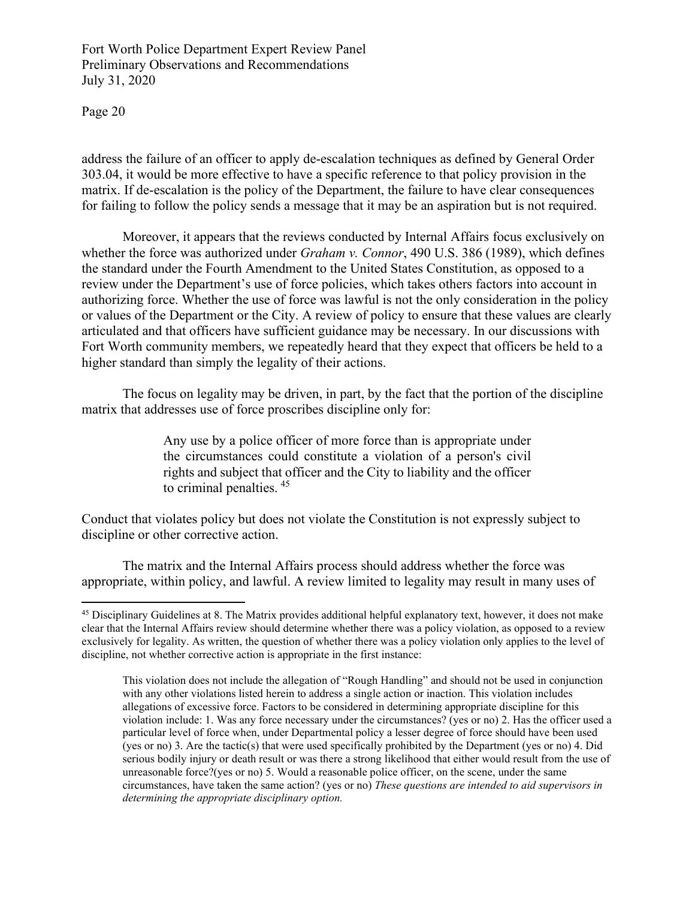address the failure of an officer to apply de-escalation techniques as defined by General Order 303.04, it would be more effective to have a specific reference to that policy provision in the matrix. If de-escalation is the policy of the Department, the failure to have clear consequences for failing to follow the policy sends a message that it may be an aspiration but is not required.

Moreover, it appears that the reviews conducted by Internal Affairs focus exclusively on whether the force was authorized under *Graham v. Connor*, 490 U.S. 386 (1989), which defines the standard under the Fourth Amendment to the United States Constitution, as opposed to a review under the Department's use of force policies, which takes others factors into account in authorizing force. Whether the use of force was lawful is not the only consideration in the policy or values of the Department or the City. A review of policy to ensure that these values are clearly articulated and that officers have sufficient guidance may be necessary. In our discussions with Fort Worth community members, we repeatedly heard that they expect that officers be held to a higher standard than simply the legality of their actions.

The focus on legality may be driven, in part, by the fact that the portion of the discipline matrix that addresses use of force proscribes discipline only for:

> Any use by a police officer of more force than is appropriate under the circumstances could constitute a violation of a person's civil rights and subject that officer and the City to liability and the officer to criminal penalties. [45]

Conduct that violates policy but does not violate the Constitution is not expressly subject to discipline or other corrective action.

The matrix and the Internal Affairs process should address whether the force was appropriate, within policy, and lawful. A review limited to legality may result in many uses of

---

[45] Disciplinary Guidelines at 8. The Matrix provides additional helpful explanatory text, however, it does not make clear that the Internal Affairs review should determine whether there was a policy violation, as opposed to a review exclusively for legality. As written, the question of whether there was a policy violation only applies to the level of discipline, not whether corrective action is appropriate in the first instance:

> This violation does not include the allegation of "Rough Handling" and should not be used in conjunction with any other violations listed herein to address a single action or inaction. This violation includes allegations of excessive force. Factors to be considered in determining appropriate discipline for this violation include: 1. Was any force necessary under the circumstances? (yes or no) 2. Has the officer used a particular level of force when, under Departmental policy a lesser degree of force should have been used (yes or no) 3. Are the tactic(s) that were used specifically prohibited by the Department (yes or no) 4. Did serious bodily injury or death result or was there a strong likelihood that either would result from the use of unreasonable force?(yes or no) 5. Would a reasonable police officer, on the scene, under the same circumstances, have taken the same action? (yes or no) *These questions are intended to aid supervisors in determining the appropriate disciplinary option.*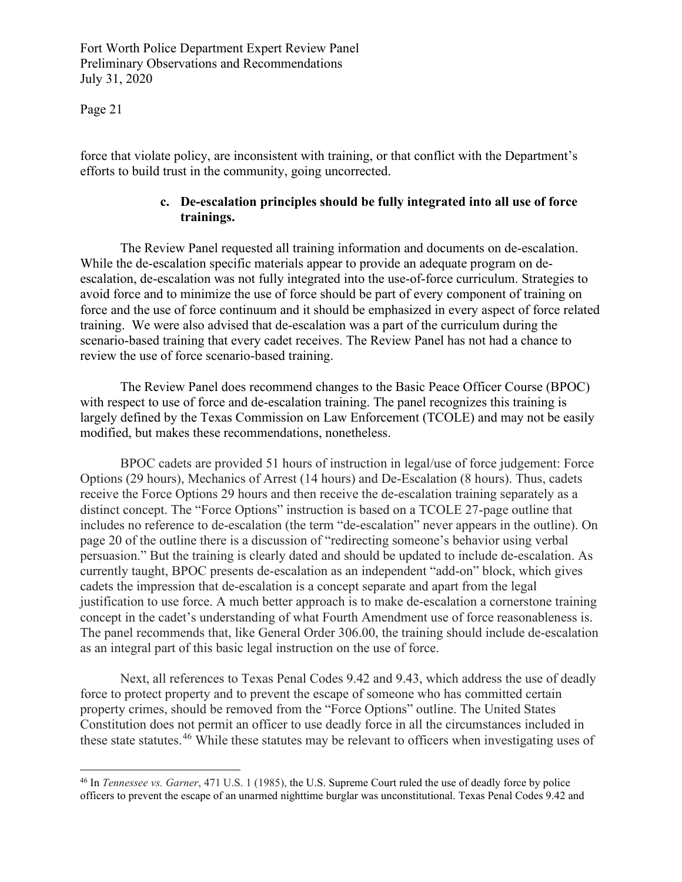force that violate policy, are inconsistent with training, or that conflict with the Department's efforts to build trust in the community, going uncorrected.

**c. De-escalation principles should be fully integrated into all use of force trainings.**

The Review Panel requested all training information and documents on de-escalation. While the de-escalation specific materials appear to provide an adequate program on de-escalation, de-escalation was not fully integrated into the use-of-force curriculum. Strategies to avoid force and to minimize the use of force should be part of every component of training on force and the use of force continuum and it should be emphasized in every aspect of force related training. We were also advised that de-escalation was a part of the curriculum during the scenario-based training that every cadet receives. The Review Panel has not had a chance to review the use of force scenario-based training.

The Review Panel does recommend changes to the Basic Peace Officer Course (BPOC) with respect to use of force and de-escalation training. The panel recognizes this training is largely defined by the Texas Commission on Law Enforcement (TCOLE) and may not be easily modified, but makes these recommendations, nonetheless.

BPOC cadets are provided 51 hours of instruction in legal/use of force judgement: Force Options (29 hours), Mechanics of Arrest (14 hours) and De-Escalation (8 hours). Thus, cadets receive the Force Options 29 hours and then receive the de-escalation training separately as a distinct concept. The "Force Options" instruction is based on a TCOLE 27-page outline that includes no reference to de-escalation (the term "de-escalation" never appears in the outline). On page 20 of the outline there is a discussion of "redirecting someone's behavior using verbal persuasion." But the training is clearly dated and should be updated to include de-escalation. As currently taught, BPOC presents de-escalation as an independent "add-on" block, which gives cadets the impression that de-escalation is a concept separate and apart from the legal justification to use force. A much better approach is to make de-escalation a cornerstone training concept in the cadet's understanding of what Fourth Amendment use of force reasonableness is. The panel recommends that, like General Order 306.00, the training should include de-escalation as an integral part of this basic legal instruction on the use of force.

Next, all references to Texas Penal Codes 9.42 and 9.43, which address the use of deadly force to protect property and to prevent the escape of someone who has committed certain property crimes, should be removed from the "Force Options" outline. The United States Constitution does not permit an officer to use deadly force in all the circumstances included in these state statutes.[46] While these statutes may be relevant to officers when investigating uses of

[46] In *Tennessee vs. Garner*, 471 U.S. 1 (1985), the U.S. Supreme Court ruled the use of deadly force by police officers to prevent the escape of an unarmed nighttime burglar was unconstitutional. Texas Penal Codes 9.42 and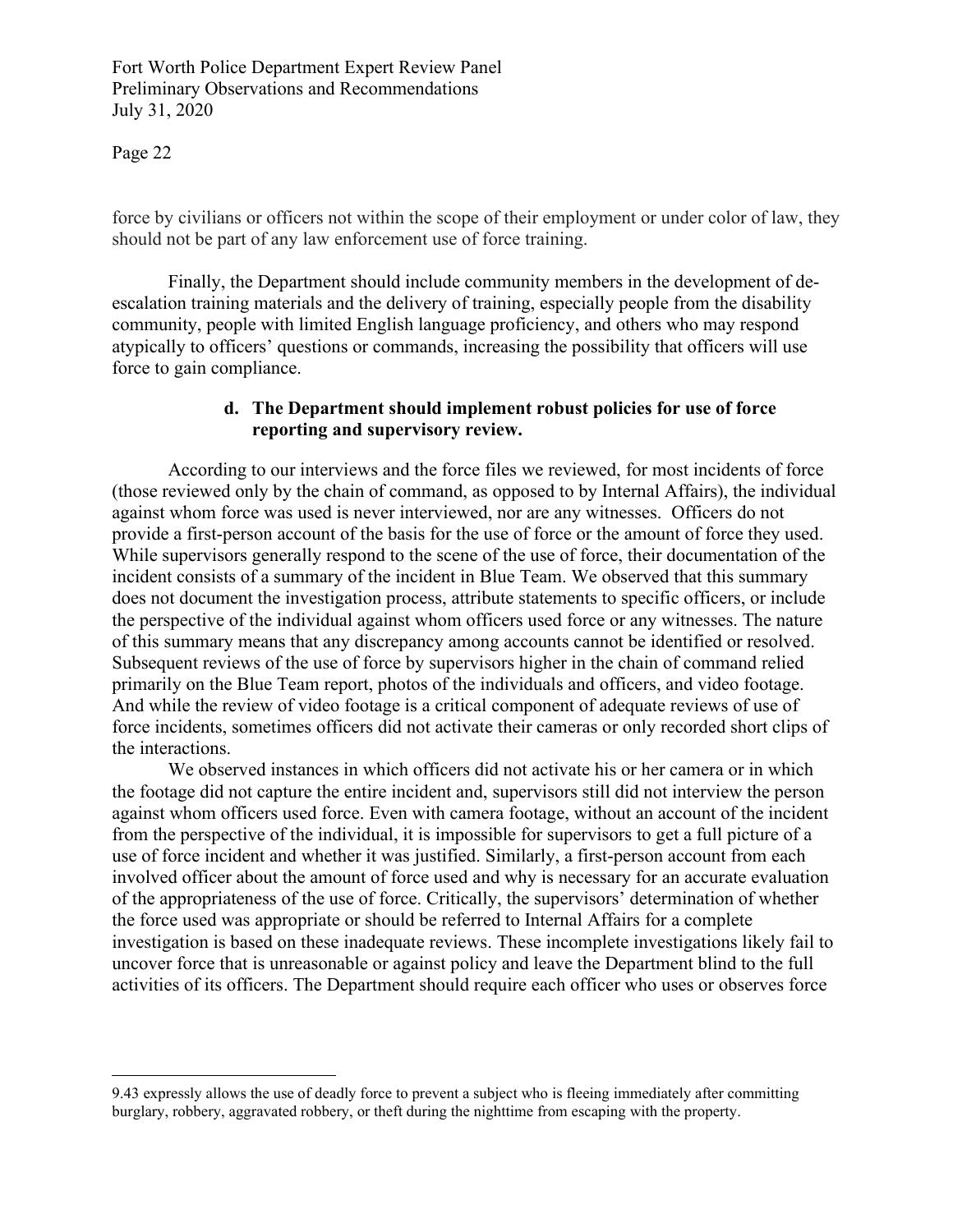force by civilians or officers not within the scope of their employment or under color of law, they should not be part of any law enforcement use of force training.

Finally, the Department should include community members in the development of de-escalation training materials and the delivery of training, especially people from the disability community, people with limited English language proficiency, and others who may respond atypically to officers' questions or commands, increasing the possibility that officers will use force to gain compliance.

**d. The Department should implement robust policies for use of force reporting and supervisory review.**

According to our interviews and the force files we reviewed, for most incidents of force (those reviewed only by the chain of command, as opposed to by Internal Affairs), the individual against whom force was used is never interviewed, nor are any witnesses. Officers do not provide a first-person account of the basis for the use of force or the amount of force they used. While supervisors generally respond to the scene of the use of force, their documentation of the incident consists of a summary of the incident in Blue Team. We observed that this summary does not document the investigation process, attribute statements to specific officers, or include the perspective of the individual against whom officers used force or any witnesses. The nature of this summary means that any discrepancy among accounts cannot be identified or resolved. Subsequent reviews of the use of force by supervisors higher in the chain of command relied primarily on the Blue Team report, photos of the individuals and officers, and video footage. And while the review of video footage is a critical component of adequate reviews of use of force incidents, sometimes officers did not activate their cameras or only recorded short clips of the interactions.

We observed instances in which officers did not activate his or her camera or in which the footage did not capture the entire incident and, supervisors still did not interview the person against whom officers used force. Even with camera footage, without an account of the incident from the perspective of the individual, it is impossible for supervisors to get a full picture of a use of force incident and whether it was justified. Similarly, a first-person account from each involved officer about the amount of force used and why is necessary for an accurate evaluation of the appropriateness of the use of force. Critically, the supervisors' determination of whether the force used was appropriate or should be referred to Internal Affairs for a complete investigation is based on these inadequate reviews. These incomplete investigations likely fail to uncover force that is unreasonable or against policy and leave the Department blind to the full activities of its officers. The Department should require each officer who uses or observes force

---

9.43 expressly allows the use of deadly force to prevent a subject who is fleeing immediately after committing burglary, robbery, aggravated robbery, or theft during the nighttime from escaping with the property.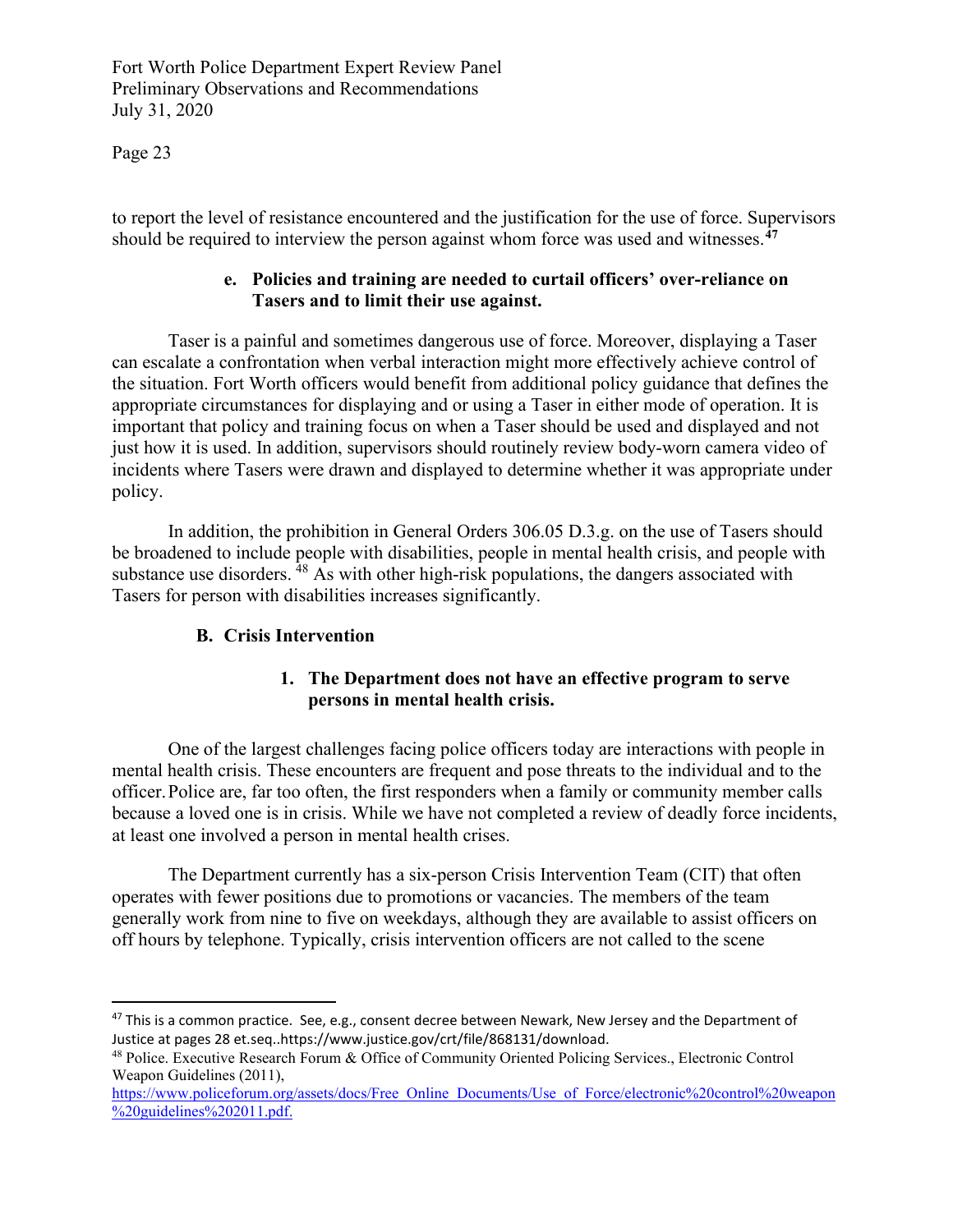to report the level of resistance encountered and the justification for the use of force. Supervisors should be required to interview the person against whom force was used and witnesses.[47]

**e. Policies and training are needed to curtail officers' over-reliance on Tasers and to limit their use against.**

Taser is a painful and sometimes dangerous use of force. Moreover, displaying a Taser can escalate a confrontation when verbal interaction might more effectively achieve control of the situation. Fort Worth officers would benefit from additional policy guidance that defines the appropriate circumstances for displaying and or using a Taser in either mode of operation. It is important that policy and training focus on when a Taser should be used and displayed and not just how it is used. In addition, supervisors should routinely review body-worn camera video of incidents where Tasers were drawn and displayed to determine whether it was appropriate under policy.

In addition, the prohibition in General Orders 306.05 D.3.g. on the use of Tasers should be broadened to include people with disabilities, people in mental health crisis, and people with substance use disorders. [48] As with other high-risk populations, the dangers associated with Tasers for person with disabilities increases significantly.

## B. Crisis Intervention

### 1. The Department does not have an effective program to serve persons in mental health crisis.

One of the largest challenges facing police officers today are interactions with people in mental health crisis. These encounters are frequent and pose threats to the individual and to the officer. Police are, far too often, the first responders when a family or community member calls because a loved one is in crisis. While we have not completed a review of deadly force incidents, at least one involved a person in mental health crises.

The Department currently has a six-person Crisis Intervention Team (CIT) that often operates with fewer positions due to promotions or vacancies. The members of the team generally work from nine to five on weekdays, although they are available to assist officers on off hours by telephone. Typically, crisis intervention officers are not called to the scene

---

[47] This is a common practice. See, e.g., consent decree between Newark, New Jersey and the Department of Justice at pages 28 et.seq..https://www.justice.gov/crt/file/868131/download.

[48] Police. Executive Research Forum & Office of Community Oriented Policing Services., Electronic Control Weapon Guidelines (2011), https://www.policeforum.org/assets/docs/Free_Online_Documents/Use_of_Force/electronic%20control%20weapon%20guidelines%202011.pdf.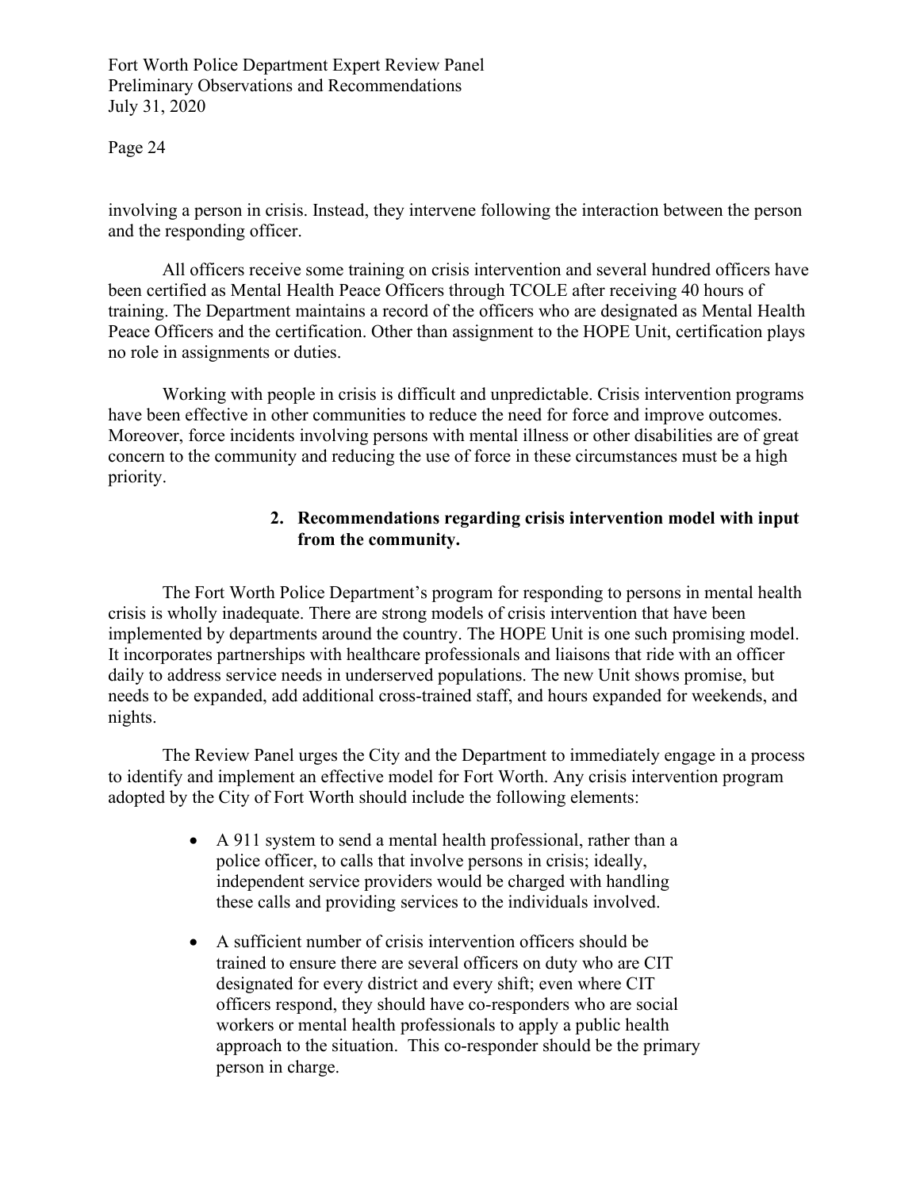involving a person in crisis. Instead, they intervene following the interaction between the person and the responding officer.

All officers receive some training on crisis intervention and several hundred officers have been certified as Mental Health Peace Officers through TCOLE after receiving 40 hours of training. The Department maintains a record of the officers who are designated as Mental Health Peace Officers and the certification. Other than assignment to the HOPE Unit, certification plays no role in assignments or duties.

Working with people in crisis is difficult and unpredictable. Crisis intervention programs have been effective in other communities to reduce the need for force and improve outcomes. Moreover, force incidents involving persons with mental illness or other disabilities are of great concern to the community and reducing the use of force in these circumstances must be a high priority.

### 2. Recommendations regarding crisis intervention model with input from the community.

The Fort Worth Police Department's program for responding to persons in mental health crisis is wholly inadequate. There are strong models of crisis intervention that have been implemented by departments around the country. The HOPE Unit is one such promising model. It incorporates partnerships with healthcare professionals and liaisons that ride with an officer daily to address service needs in underserved populations. The new Unit shows promise, but needs to be expanded, add additional cross-trained staff, and hours expanded for weekends, and nights.

The Review Panel urges the City and the Department to immediately engage in a process to identify and implement an effective model for Fort Worth. Any crisis intervention program adopted by the City of Fort Worth should include the following elements:

- A 911 system to send a mental health professional, rather than a police officer, to calls that involve persons in crisis; ideally, independent service providers would be charged with handling these calls and providing services to the individuals involved.
- A sufficient number of crisis intervention officers should be trained to ensure there are several officers on duty who are CIT designated for every district and every shift; even where CIT officers respond, they should have co-responders who are social workers or mental health professionals to apply a public health approach to the situation. This co-responder should be the primary person in charge.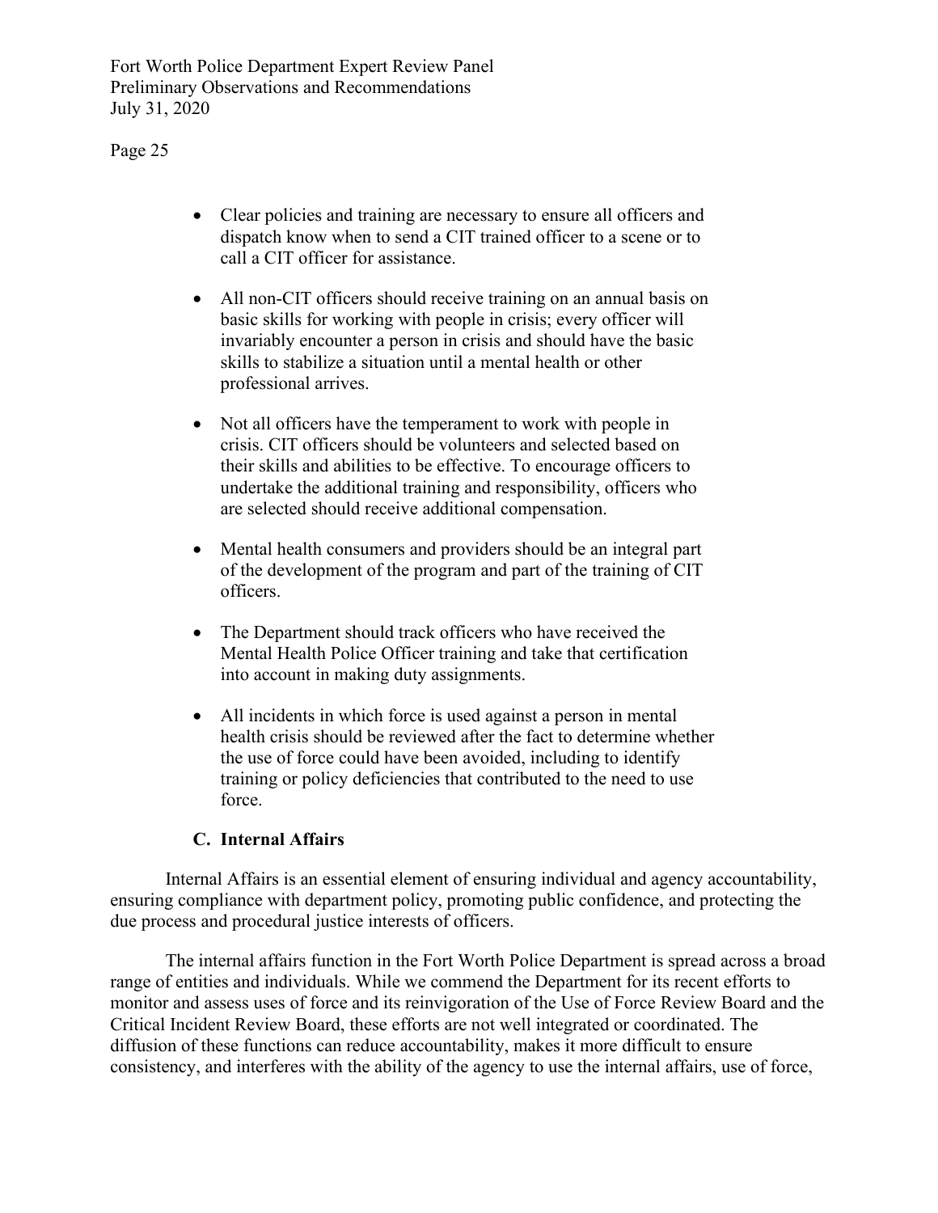- Clear policies and training are necessary to ensure all officers and dispatch know when to send a CIT trained officer to a scene or to call a CIT officer for assistance.

- All non-CIT officers should receive training on an annual basis on basic skills for working with people in crisis; every officer will invariably encounter a person in crisis and should have the basic skills to stabilize a situation until a mental health or other professional arrives.

- Not all officers have the temperament to work with people in crisis. CIT officers should be volunteers and selected based on their skills and abilities to be effective. To encourage officers to undertake the additional training and responsibility, officers who are selected should receive additional compensation.

- Mental health consumers and providers should be an integral part of the development of the program and part of the training of CIT officers.

- The Department should track officers who have received the Mental Health Police Officer training and take that certification into account in making duty assignments.

- All incidents in which force is used against a person in mental health crisis should be reviewed after the fact to determine whether the use of force could have been avoided, including to identify training or policy deficiencies that contributed to the need to use force.

### C. Internal Affairs

Internal Affairs is an essential element of ensuring individual and agency accountability, ensuring compliance with department policy, promoting public confidence, and protecting the due process and procedural justice interests of officers.

The internal affairs function in the Fort Worth Police Department is spread across a broad range of entities and individuals. While we commend the Department for its recent efforts to monitor and assess uses of force and its reinvigoration of the Use of Force Review Board and the Critical Incident Review Board, these efforts are not well integrated or coordinated. The diffusion of these functions can reduce accountability, makes it more difficult to ensure consistency, and interferes with the ability of the agency to use the internal affairs, use of force,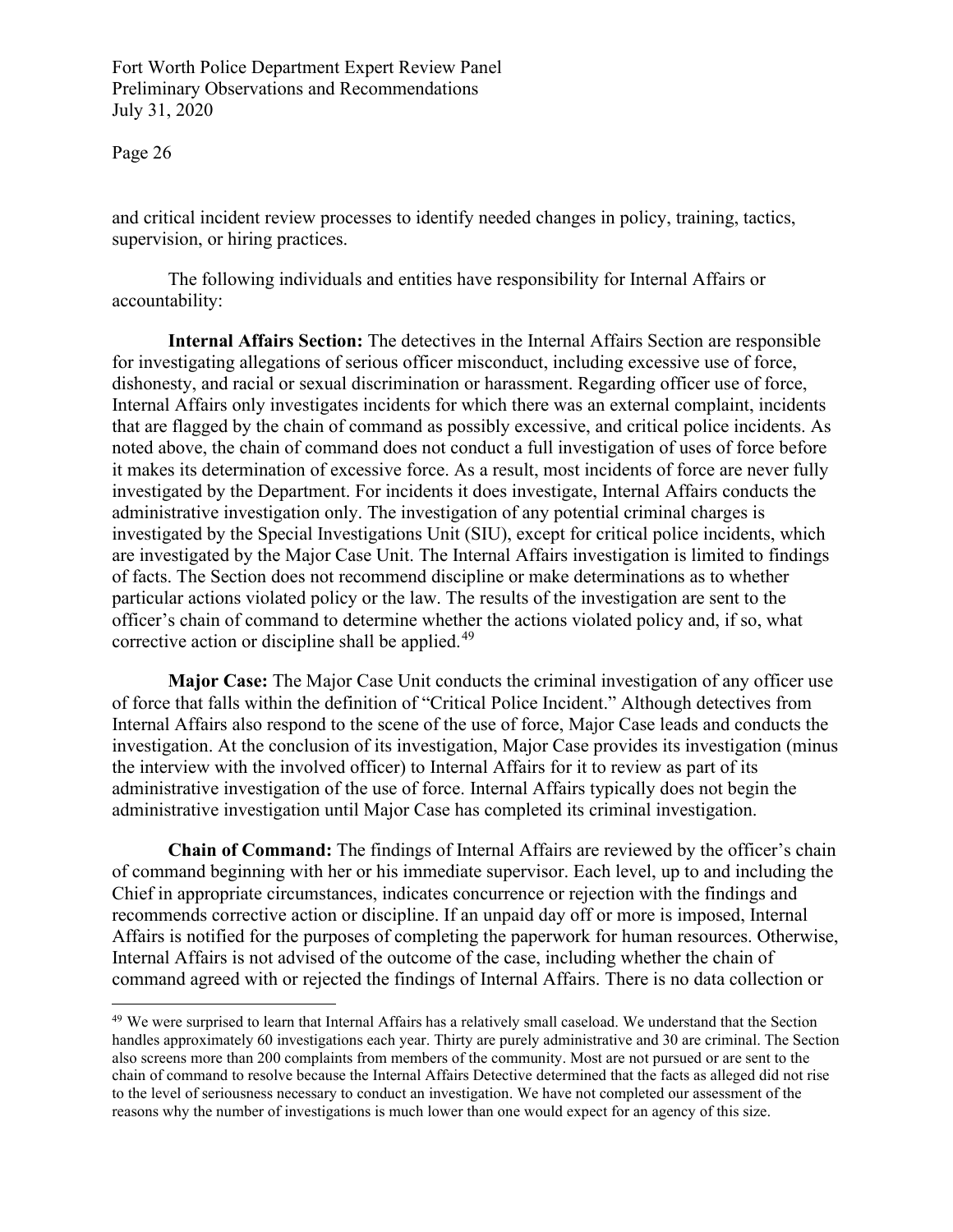and critical incident review processes to identify needed changes in policy, training, tactics, supervision, or hiring practices.

The following individuals and entities have responsibility for Internal Affairs or accountability:

**Internal Affairs Section:** The detectives in the Internal Affairs Section are responsible for investigating allegations of serious officer misconduct, including excessive use of force, dishonesty, and racial or sexual discrimination or harassment. Regarding officer use of force, Internal Affairs only investigates incidents for which there was an external complaint, incidents that are flagged by the chain of command as possibly excessive, and critical police incidents. As noted above, the chain of command does not conduct a full investigation of uses of force before it makes its determination of excessive force. As a result, most incidents of force are never fully investigated by the Department. For incidents it does investigate, Internal Affairs conducts the administrative investigation only. The investigation of any potential criminal charges is investigated by the Special Investigations Unit (SIU), except for critical police incidents, which are investigated by the Major Case Unit. The Internal Affairs investigation is limited to findings of facts. The Section does not recommend discipline or make determinations as to whether particular actions violated policy or the law. The results of the investigation are sent to the officer's chain of command to determine whether the actions violated policy and, if so, what corrective action or discipline shall be applied.[49]

**Major Case:** The Major Case Unit conducts the criminal investigation of any officer use of force that falls within the definition of "Critical Police Incident." Although detectives from Internal Affairs also respond to the scene of the use of force, Major Case leads and conducts the investigation. At the conclusion of its investigation, Major Case provides its investigation (minus the interview with the involved officer) to Internal Affairs for it to review as part of its administrative investigation of the use of force. Internal Affairs typically does not begin the administrative investigation until Major Case has completed its criminal investigation.

**Chain of Command:** The findings of Internal Affairs are reviewed by the officer's chain of command beginning with her or his immediate supervisor. Each level, up to and including the Chief in appropriate circumstances, indicates concurrence or rejection with the findings and recommends corrective action or discipline. If an unpaid day off or more is imposed, Internal Affairs is notified for the purposes of completing the paperwork for human resources. Otherwise, Internal Affairs is not advised of the outcome of the case, including whether the chain of command agreed with or rejected the findings of Internal Affairs. There is no data collection or

[49] We were surprised to learn that Internal Affairs has a relatively small caseload. We understand that the Section handles approximately 60 investigations each year. Thirty are purely administrative and 30 are criminal. The Section also screens more than 200 complaints from members of the community. Most are not pursued or are sent to the chain of command to resolve because the Internal Affairs Detective determined that the facts as alleged did not rise to the level of seriousness necessary to conduct an investigation. We have not completed our assessment of the reasons why the number of investigations is much lower than one would expect for an agency of this size.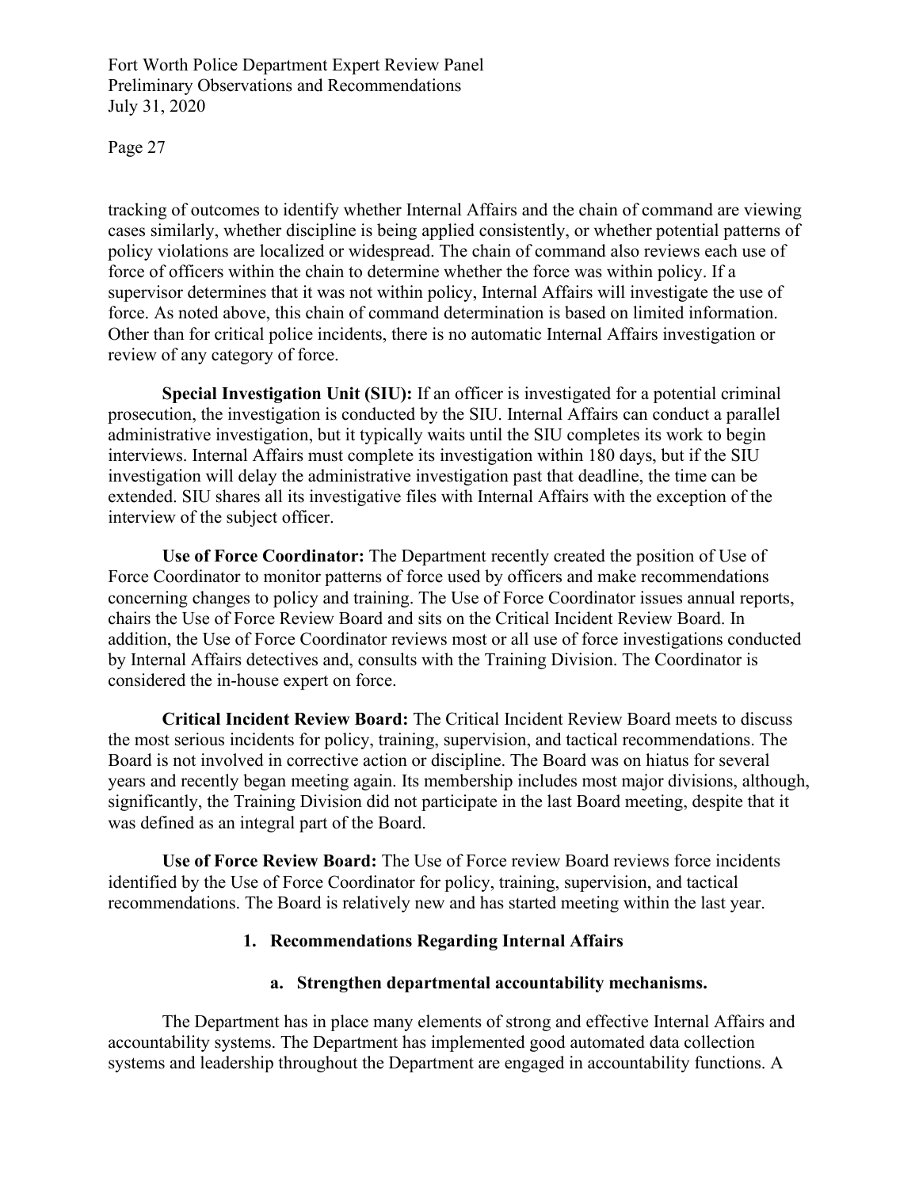tracking of outcomes to identify whether Internal Affairs and the chain of command are viewing cases similarly, whether discipline is being applied consistently, or whether potential patterns of policy violations are localized or widespread. The chain of command also reviews each use of force of officers within the chain to determine whether the force was within policy. If a supervisor determines that it was not within policy, Internal Affairs will investigate the use of force. As noted above, this chain of command determination is based on limited information. Other than for critical police incidents, there is no automatic Internal Affairs investigation or review of any category of force.

**Special Investigation Unit (SIU):** If an officer is investigated for a potential criminal prosecution, the investigation is conducted by the SIU. Internal Affairs can conduct a parallel administrative investigation, but it typically waits until the SIU completes its work to begin interviews. Internal Affairs must complete its investigation within 180 days, but if the SIU investigation will delay the administrative investigation past that deadline, the time can be extended. SIU shares all its investigative files with Internal Affairs with the exception of the interview of the subject officer.

**Use of Force Coordinator:** The Department recently created the position of Use of Force Coordinator to monitor patterns of force used by officers and make recommendations concerning changes to policy and training. The Use of Force Coordinator issues annual reports, chairs the Use of Force Review Board and sits on the Critical Incident Review Board. In addition, the Use of Force Coordinator reviews most or all use of force investigations conducted by Internal Affairs detectives and, consults with the Training Division. The Coordinator is considered the in-house expert on force.

**Critical Incident Review Board:** The Critical Incident Review Board meets to discuss the most serious incidents for policy, training, supervision, and tactical recommendations. The Board is not involved in corrective action or discipline. The Board was on hiatus for several years and recently began meeting again. Its membership includes most major divisions, although, significantly, the Training Division did not participate in the last Board meeting, despite that it was defined as an integral part of the Board.

**Use of Force Review Board:** The Use of Force review Board reviews force incidents identified by the Use of Force Coordinator for policy, training, supervision, and tactical recommendations. The Board is relatively new and has started meeting within the last year.

### 1. Recommendations Regarding Internal Affairs

#### a. Strengthen departmental accountability mechanisms.

The Department has in place many elements of strong and effective Internal Affairs and accountability systems. The Department has implemented good automated data collection systems and leadership throughout the Department are engaged in accountability functions. A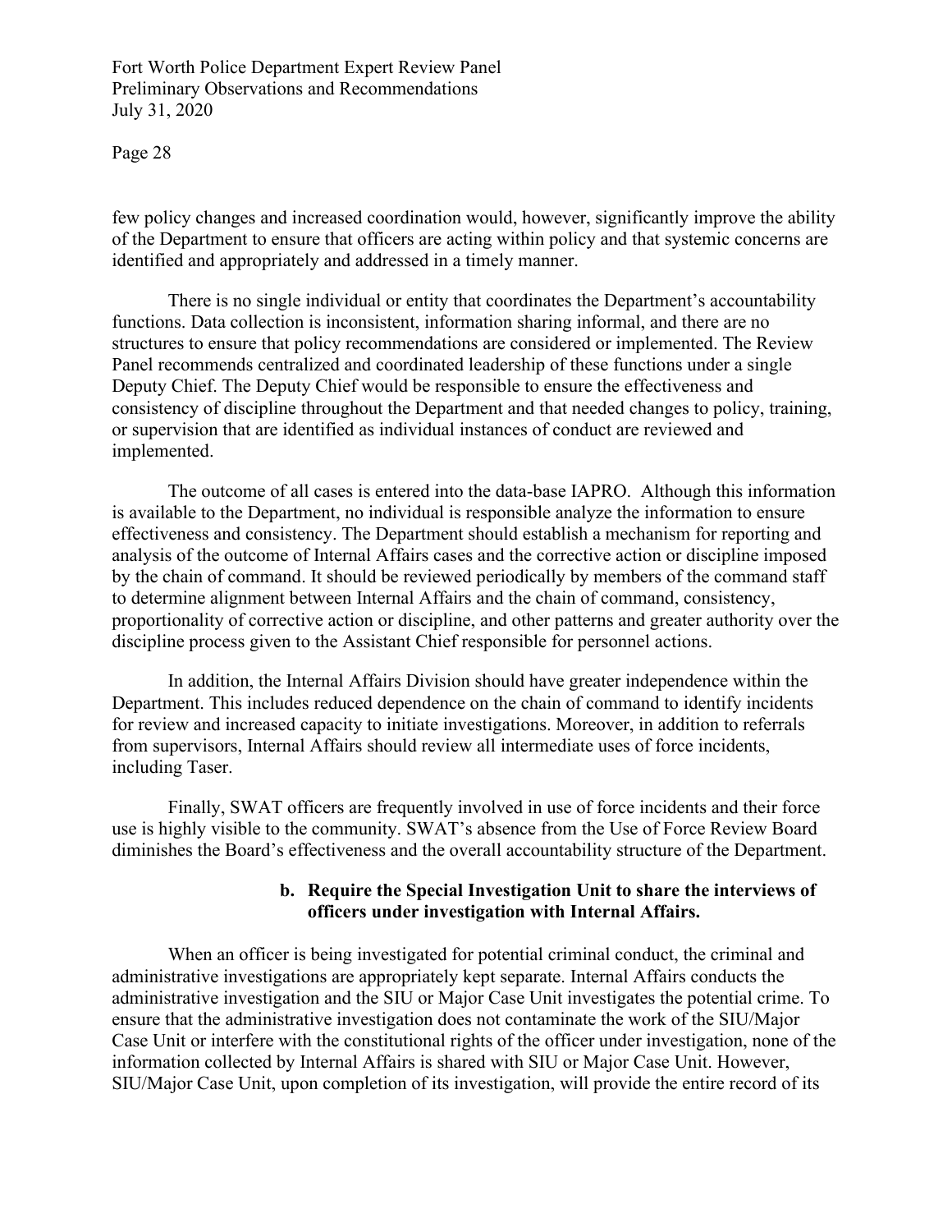few policy changes and increased coordination would, however, significantly improve the ability of the Department to ensure that officers are acting within policy and that systemic concerns are identified and appropriately and addressed in a timely manner.

There is no single individual or entity that coordinates the Department's accountability functions. Data collection is inconsistent, information sharing informal, and there are no structures to ensure that policy recommendations are considered or implemented. The Review Panel recommends centralized and coordinated leadership of these functions under a single Deputy Chief. The Deputy Chief would be responsible to ensure the effectiveness and consistency of discipline throughout the Department and that needed changes to policy, training, or supervision that are identified as individual instances of conduct are reviewed and implemented.

The outcome of all cases is entered into the data-base IAPRO. Although this information is available to the Department, no individual is responsible analyze the information to ensure effectiveness and consistency. The Department should establish a mechanism for reporting and analysis of the outcome of Internal Affairs cases and the corrective action or discipline imposed by the chain of command. It should be reviewed periodically by members of the command staff to determine alignment between Internal Affairs and the chain of command, consistency, proportionality of corrective action or discipline, and other patterns and greater authority over the discipline process given to the Assistant Chief responsible for personnel actions.

In addition, the Internal Affairs Division should have greater independence within the Department. This includes reduced dependence on the chain of command to identify incidents for review and increased capacity to initiate investigations. Moreover, in addition to referrals from supervisors, Internal Affairs should review all intermediate uses of force incidents, including Taser.

Finally, SWAT officers are frequently involved in use of force incidents and their force use is highly visible to the community. SWAT's absence from the Use of Force Review Board diminishes the Board's effectiveness and the overall accountability structure of the Department.

**b. Require the Special Investigation Unit to share the interviews of officers under investigation with Internal Affairs.**

When an officer is being investigated for potential criminal conduct, the criminal and administrative investigations are appropriately kept separate. Internal Affairs conducts the administrative investigation and the SIU or Major Case Unit investigates the potential crime. To ensure that the administrative investigation does not contaminate the work of the SIU/Major Case Unit or interfere with the constitutional rights of the officer under investigation, none of the information collected by Internal Affairs is shared with SIU or Major Case Unit. However, SIU/Major Case Unit, upon completion of its investigation, will provide the entire record of its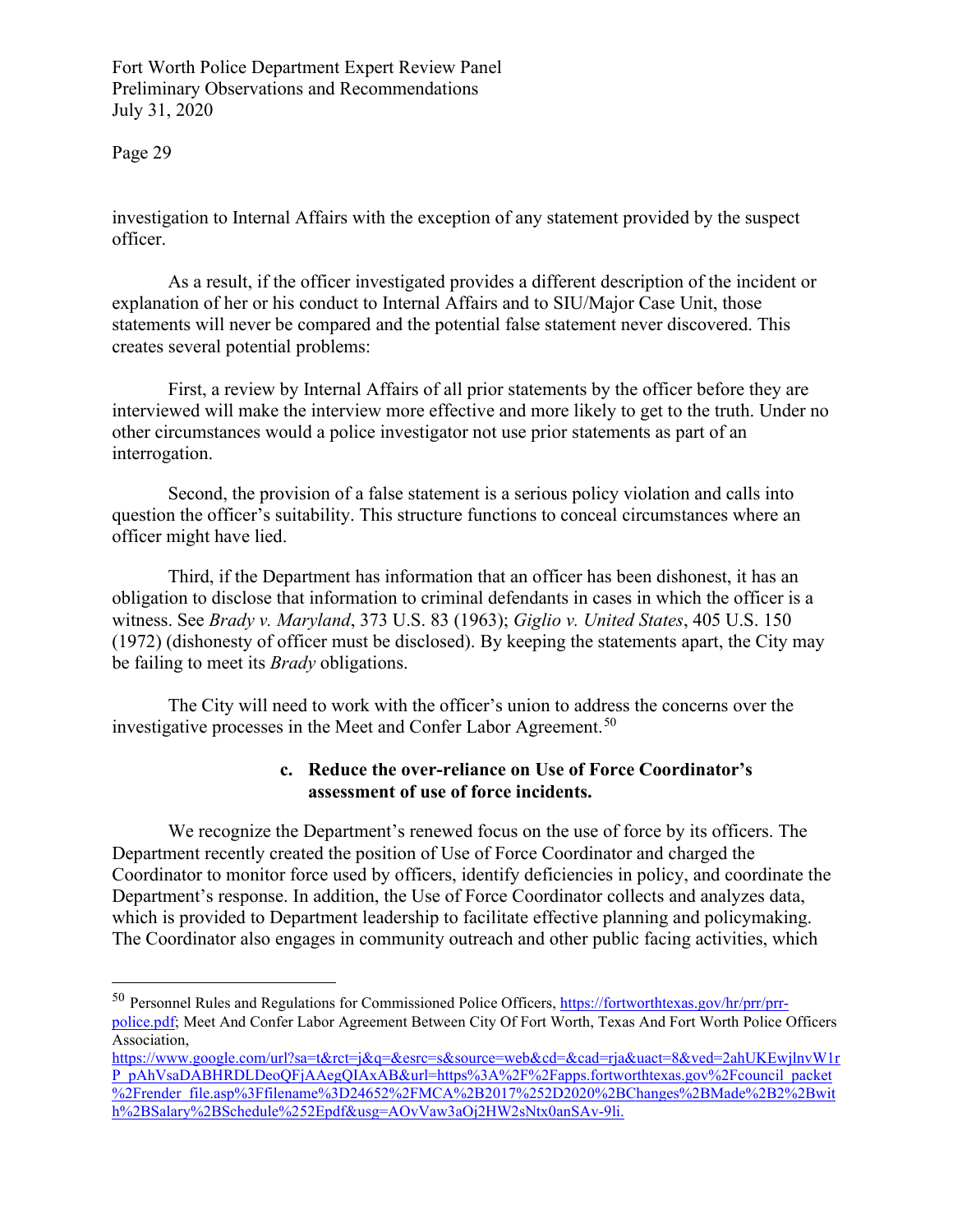investigation to Internal Affairs with the exception of any statement provided by the suspect officer.

As a result, if the officer investigated provides a different description of the incident or explanation of her or his conduct to Internal Affairs and to SIU/Major Case Unit, those statements will never be compared and the potential false statement never discovered. This creates several potential problems:

First, a review by Internal Affairs of all prior statements by the officer before they are interviewed will make the interview more effective and more likely to get to the truth. Under no other circumstances would a police investigator not use prior statements as part of an interrogation.

Second, the provision of a false statement is a serious policy violation and calls into question the officer's suitability. This structure functions to conceal circumstances where an officer might have lied.

Third, if the Department has information that an officer has been dishonest, it has an obligation to disclose that information to criminal defendants in cases in which the officer is a witness. See *Brady v. Maryland*, 373 U.S. 83 (1963); *Giglio v. United States*, 405 U.S. 150 (1972) (dishonesty of officer must be disclosed). By keeping the statements apart, the City may be failing to meet its *Brady* obligations.

The City will need to work with the officer's union to address the concerns over the investigative processes in the Meet and Confer Labor Agreement.[50]

**c. Reduce the over-reliance on Use of Force Coordinator's assessment of use of force incidents.**

We recognize the Department's renewed focus on the use of force by its officers. The Department recently created the position of Use of Force Coordinator and charged the Coordinator to monitor force used by officers, identify deficiencies in policy, and coordinate the Department's response. In addition, the Use of Force Coordinator collects and analyzes data, which is provided to Department leadership to facilitate effective planning and policymaking. The Coordinator also engages in community outreach and other public facing activities, which

---

[50] Personnel Rules and Regulations for Commissioned Police Officers, https://fortworthtexas.gov/hr/prr/prr-police.pdf; Meet And Confer Labor Agreement Between City Of Fort Worth, Texas And Fort Worth Police Officers Association, https://www.google.com/url?sa=t&rct=j&q=&esrc=s&source=web&cd=&cad=rja&uact=8&ved=2ahUKEwjlnvW1rP_pAhVsaDABHRDLDeoQFjAAegQIAxAB&url=https%3A%2F%2Fapps.fortworthtexas.gov%2Fcouncil_packet%2Frender_file.asp%3Ffilename%3D24652%2FMCA%2B2017%252D2020%2BChanges%2BMade%2B2%2Bwith%2BSalary%2BSchedule%252Epdf&usg=AOvVaw3aOj2HW2sNtx0anSAv-9li.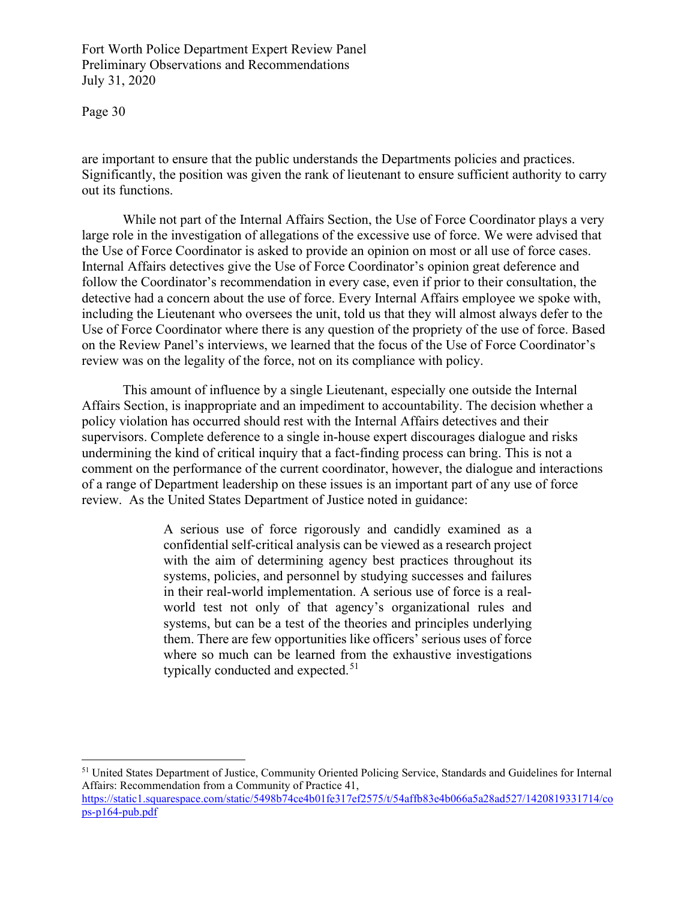are important to ensure that the public understands the Departments policies and practices. Significantly, the position was given the rank of lieutenant to ensure sufficient authority to carry out its functions.

While not part of the Internal Affairs Section, the Use of Force Coordinator plays a very large role in the investigation of allegations of the excessive use of force. We were advised that the Use of Force Coordinator is asked to provide an opinion on most or all use of force cases. Internal Affairs detectives give the Use of Force Coordinator's opinion great deference and follow the Coordinator's recommendation in every case, even if prior to their consultation, the detective had a concern about the use of force. Every Internal Affairs employee we spoke with, including the Lieutenant who oversees the unit, told us that they will almost always defer to the Use of Force Coordinator where there is any question of the propriety of the use of force. Based on the Review Panel's interviews, we learned that the focus of the Use of Force Coordinator's review was on the legality of the force, not on its compliance with policy.

This amount of influence by a single Lieutenant, especially one outside the Internal Affairs Section, is inappropriate and an impediment to accountability. The decision whether a policy violation has occurred should rest with the Internal Affairs detectives and their supervisors. Complete deference to a single in-house expert discourages dialogue and risks undermining the kind of critical inquiry that a fact-finding process can bring. This is not a comment on the performance of the current coordinator, however, the dialogue and interactions of a range of Department leadership on these issues is an important part of any use of force review. As the United States Department of Justice noted in guidance:

> A serious use of force rigorously and candidly examined as a confidential self-critical analysis can be viewed as a research project with the aim of determining agency best practices throughout its systems, policies, and personnel by studying successes and failures in their real-world implementation. A serious use of force is a real-world test not only of that agency's organizational rules and systems, but can be a test of the theories and principles underlying them. There are few opportunities like officers' serious uses of force where so much can be learned from the exhaustive investigations typically conducted and expected.[51]

---

[51] United States Department of Justice, Community Oriented Policing Service, Standards and Guidelines for Internal Affairs: Recommendation from a Community of Practice 41, https://static1.squarespace.com/static/5498b74ce4b01fe317ef2575/t/54affb83e4b066a5a28ad527/1420819331714/cops-p164-pub.pdf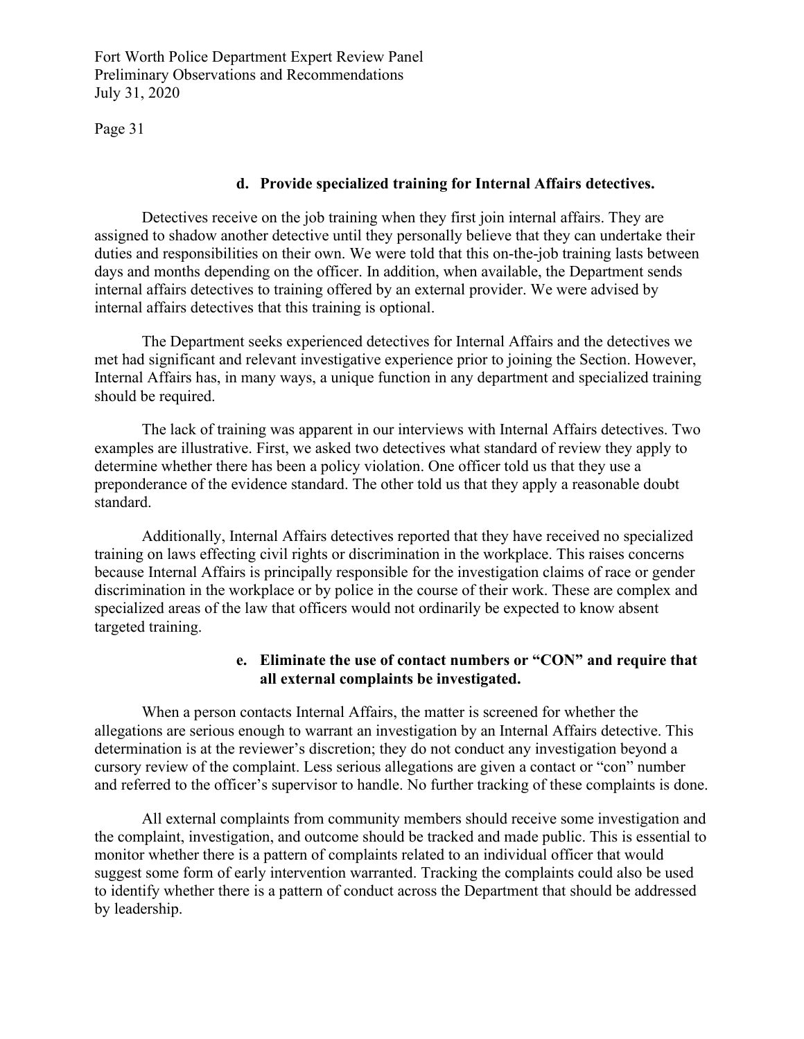#### d. Provide specialized training for Internal Affairs detectives.

Detectives receive on the job training when they first join internal affairs. They are assigned to shadow another detective until they personally believe that they can undertake their duties and responsibilities on their own. We were told that this on-the-job training lasts between days and months depending on the officer. In addition, when available, the Department sends internal affairs detectives to training offered by an external provider. We were advised by internal affairs detectives that this training is optional.

The Department seeks experienced detectives for Internal Affairs and the detectives we met had significant and relevant investigative experience prior to joining the Section. However, Internal Affairs has, in many ways, a unique function in any department and specialized training should be required.

The lack of training was apparent in our interviews with Internal Affairs detectives. Two examples are illustrative. First, we asked two detectives what standard of review they apply to determine whether there has been a policy violation. One officer told us that they use a preponderance of the evidence standard. The other told us that they apply a reasonable doubt standard.

Additionally, Internal Affairs detectives reported that they have received no specialized training on laws effecting civil rights or discrimination in the workplace. This raises concerns because Internal Affairs is principally responsible for the investigation claims of race or gender discrimination in the workplace or by police in the course of their work. These are complex and specialized areas of the law that officers would not ordinarily be expected to know absent targeted training.

#### e. Eliminate the use of contact numbers or "CON" and require that all external complaints be investigated.

When a person contacts Internal Affairs, the matter is screened for whether the allegations are serious enough to warrant an investigation by an Internal Affairs detective. This determination is at the reviewer's discretion; they do not conduct any investigation beyond a cursory review of the complaint. Less serious allegations are given a contact or "con" number and referred to the officer's supervisor to handle. No further tracking of these complaints is done.

All external complaints from community members should receive some investigation and the complaint, investigation, and outcome should be tracked and made public. This is essential to monitor whether there is a pattern of complaints related to an individual officer that would suggest some form of early intervention warranted. Tracking the complaints could also be used to identify whether there is a pattern of conduct across the Department that should be addressed by leadership.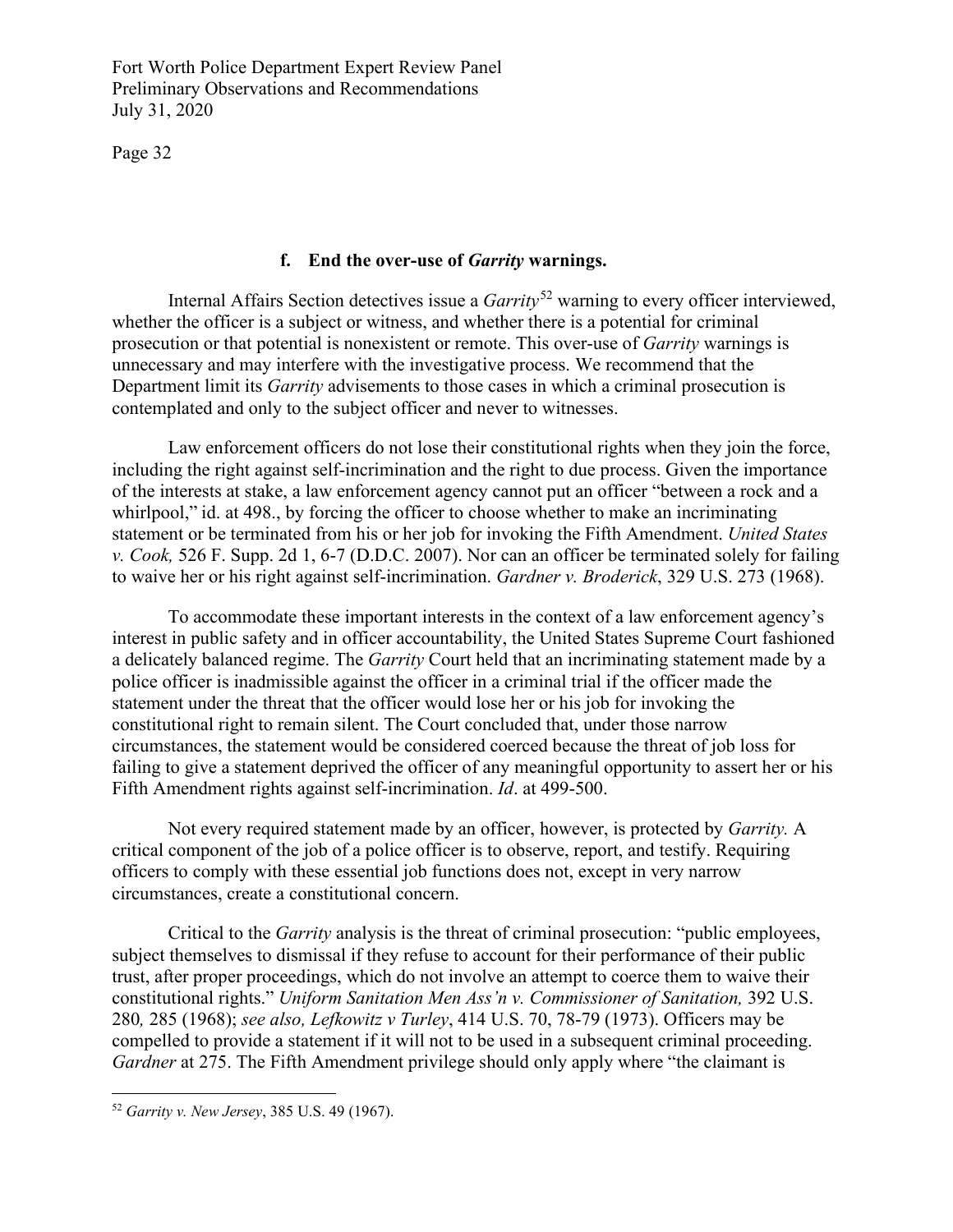### f. End the over-use of *Garrity* warnings.

Internal Affairs Section detectives issue a *Garrity*[52] warning to every officer interviewed, whether the officer is a subject or witness, and whether there is a potential for criminal prosecution or that potential is nonexistent or remote. This over-use of *Garrity* warnings is unnecessary and may interfere with the investigative process. We recommend that the Department limit its *Garrity* advisements to those cases in which a criminal prosecution is contemplated and only to the subject officer and never to witnesses.

Law enforcement officers do not lose their constitutional rights when they join the force, including the right against self-incrimination and the right to due process. Given the importance of the interests at stake, a law enforcement agency cannot put an officer "between a rock and a whirlpool," id. at 498., by forcing the officer to choose whether to make an incriminating statement or be terminated from his or her job for invoking the Fifth Amendment. *United States v. Cook,* 526 F. Supp. 2d 1, 6-7 (D.D.C. 2007). Nor can an officer be terminated solely for failing to waive her or his right against self-incrimination. *Gardner v. Broderick*, 329 U.S. 273 (1968).

To accommodate these important interests in the context of a law enforcement agency's interest in public safety and in officer accountability, the United States Supreme Court fashioned a delicately balanced regime. The *Garrity* Court held that an incriminating statement made by a police officer is inadmissible against the officer in a criminal trial if the officer made the statement under the threat that the officer would lose her or his job for invoking the constitutional right to remain silent. The Court concluded that, under those narrow circumstances, the statement would be considered coerced because the threat of job loss for failing to give a statement deprived the officer of any meaningful opportunity to assert her or his Fifth Amendment rights against self-incrimination. *Id*. at 499-500.

Not every required statement made by an officer, however, is protected by *Garrity.* A critical component of the job of a police officer is to observe, report, and testify. Requiring officers to comply with these essential job functions does not, except in very narrow circumstances, create a constitutional concern.

Critical to the *Garrity* analysis is the threat of criminal prosecution: "public employees, subject themselves to dismissal if they refuse to account for their performance of their public trust, after proper proceedings, which do not involve an attempt to coerce them to waive their constitutional rights." *Uniform Sanitation Men Ass'n v. Commissioner of Sanitation,* 392 U.S. 280*,* 285 (1968); *see also, Lefkowitz v Turley*, 414 U.S. 70, 78-79 (1973). Officers may be compelled to provide a statement if it will not to be used in a subsequent criminal proceeding. *Gardner* at 275. The Fifth Amendment privilege should only apply where "the claimant is

---

[52] *Garrity v. New Jersey*, 385 U.S. 49 (1967).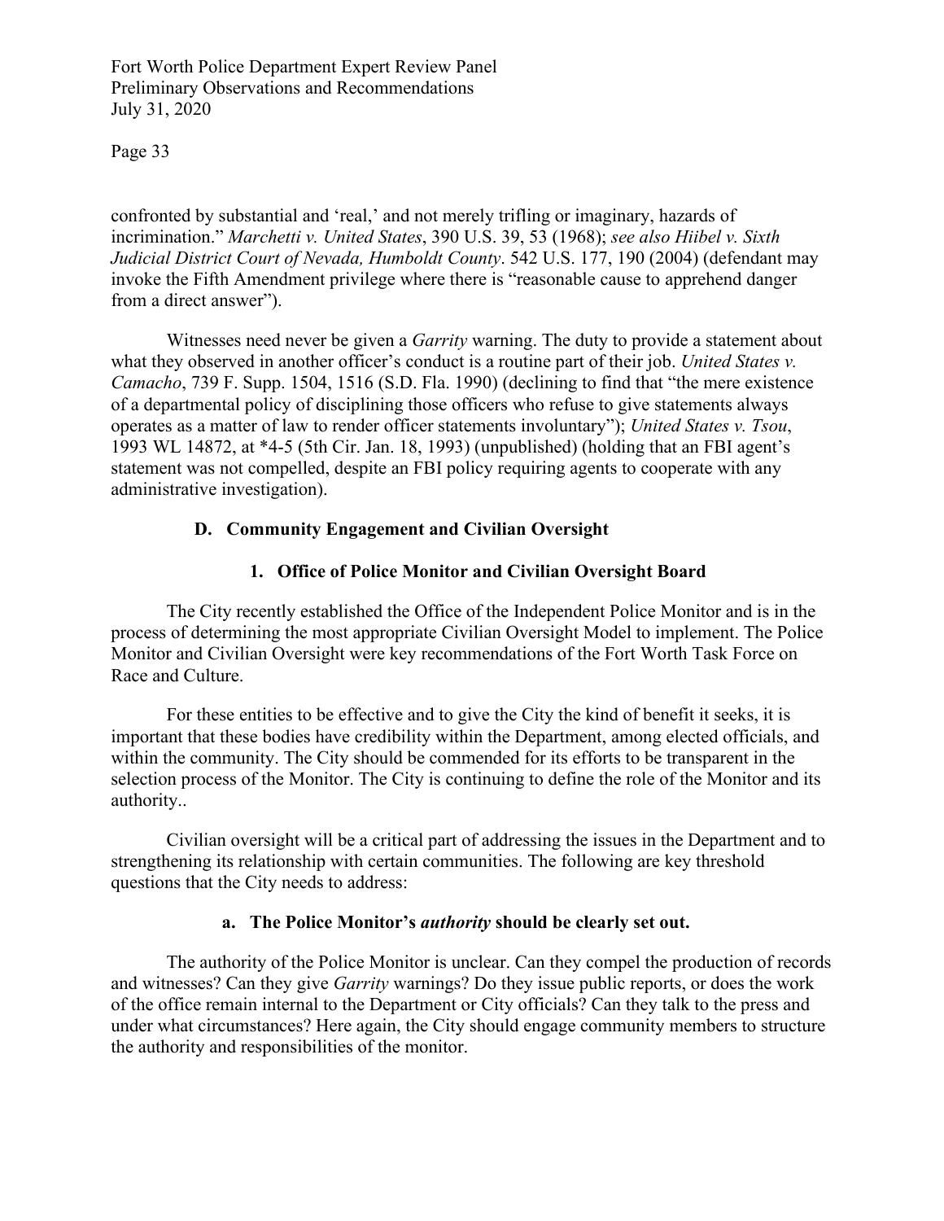confronted by substantial and 'real,' and not merely trifling or imaginary, hazards of incrimination." *Marchetti v. United States*, 390 U.S. 39, 53 (1968); *see also Hiibel v. Sixth Judicial District Court of Nevada, Humboldt County*. 542 U.S. 177, 190 (2004) (defendant may invoke the Fifth Amendment privilege where there is "reasonable cause to apprehend danger from a direct answer").

Witnesses need never be given a *Garrity* warning. The duty to provide a statement about what they observed in another officer's conduct is a routine part of their job. *United States v. Camacho*, 739 F. Supp. 1504, 1516 (S.D. Fla. 1990) (declining to find that "the mere existence of a departmental policy of disciplining those officers who refuse to give statements always operates as a matter of law to render officer statements involuntary"); *United States v. Tsou*, 1993 WL 14872, at *4-5 (5th Cir. Jan. 18, 1993) (unpublished) (holding that an FBI agent's statement was not compelled, despite an FBI policy requiring agents to cooperate with any administrative investigation).

### D. Community Engagement and Civilian Oversight

#### 1. Office of Police Monitor and Civilian Oversight Board

The City recently established the Office of the Independent Police Monitor and is in the process of determining the most appropriate Civilian Oversight Model to implement. The Police Monitor and Civilian Oversight were key recommendations of the Fort Worth Task Force on Race and Culture.

For these entities to be effective and to give the City the kind of benefit it seeks, it is important that these bodies have credibility within the Department, among elected officials, and within the community. The City should be commended for its efforts to be transparent in the selection process of the Monitor. The City is continuing to define the role of the Monitor and its authority..

Civilian oversight will be a critical part of addressing the issues in the Department and to strengthening its relationship with certain communities. The following are key threshold questions that the City needs to address:

##### a. The Police Monitor's *authority* should be clearly set out.

The authority of the Police Monitor is unclear. Can they compel the production of records and witnesses? Can they give *Garrity* warnings? Do they issue public reports, or does the work of the office remain internal to the Department or City officials? Can they talk to the press and under what circumstances? Here again, the City should engage community members to structure the authority and responsibilities of the monitor.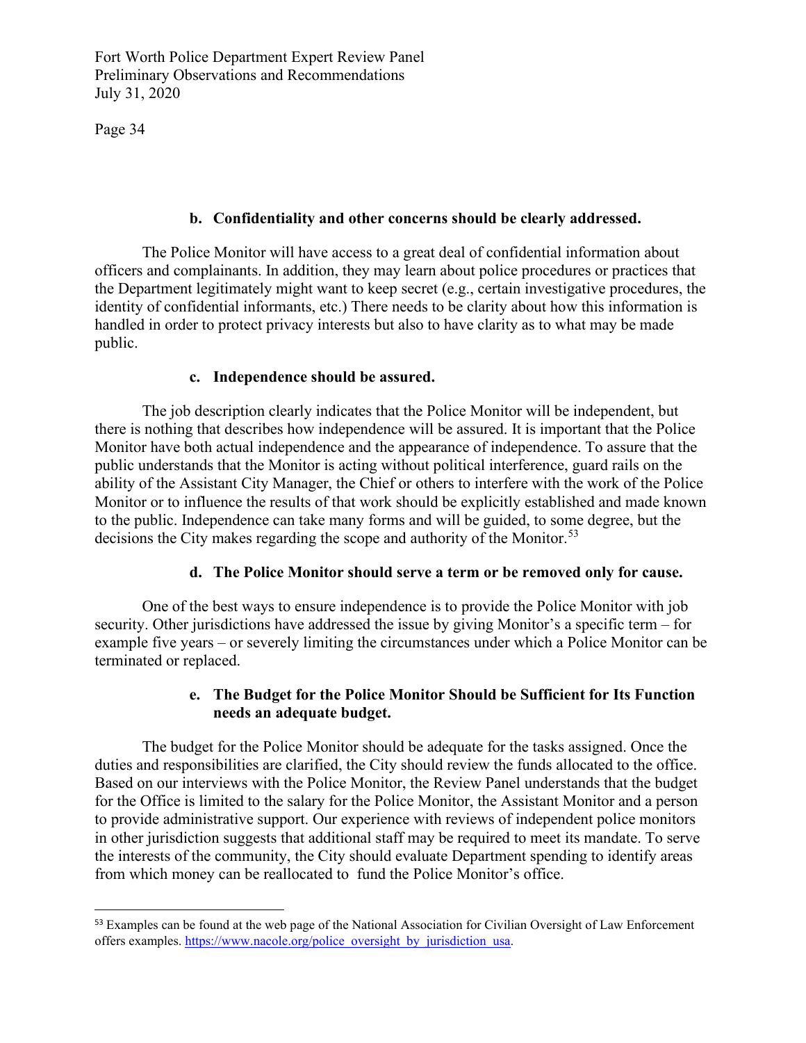**b. Confidentiality and other concerns should be clearly addressed.**

The Police Monitor will have access to a great deal of confidential information about officers and complainants. In addition, they may learn about police procedures or practices that the Department legitimately might want to keep secret (e.g., certain investigative procedures, the identity of confidential informants, etc.) There needs to be clarity about how this information is handled in order to protect privacy interests but also to have clarity as to what may be made public.

**c. Independence should be assured.**

The job description clearly indicates that the Police Monitor will be independent, but there is nothing that describes how independence will be assured. It is important that the Police Monitor have both actual independence and the appearance of independence. To assure that the public understands that the Monitor is acting without political interference, guard rails on the ability of the Assistant City Manager, the Chief or others to interfere with the work of the Police Monitor or to influence the results of that work should be explicitly established and made known to the public. Independence can take many forms and will be guided, to some degree, but the decisions the City makes regarding the scope and authority of the Monitor.[53]

**d. The Police Monitor should serve a term or be removed only for cause.**

One of the best ways to ensure independence is to provide the Police Monitor with job security. Other jurisdictions have addressed the issue by giving Monitor's a specific term – for example five years – or severely limiting the circumstances under which a Police Monitor can be terminated or replaced.

**e. The Budget for the Police Monitor Should be Sufficient for Its Function needs an adequate budget.**

The budget for the Police Monitor should be adequate for the tasks assigned. Once the duties and responsibilities are clarified, the City should review the funds allocated to the office. Based on our interviews with the Police Monitor, the Review Panel understands that the budget for the Office is limited to the salary for the Police Monitor, the Assistant Monitor and a person to provide administrative support. Our experience with reviews of independent police monitors in other jurisdiction suggests that additional staff may be required to meet its mandate. To serve the interests of the community, the City should evaluate Department spending to identify areas from which money can be reallocated to fund the Police Monitor's office.

---

[53] Examples can be found at the web page of the National Association for Civilian Oversight of Law Enforcement offers examples. https://www.nacole.org/police_oversight_by_jurisdiction_usa.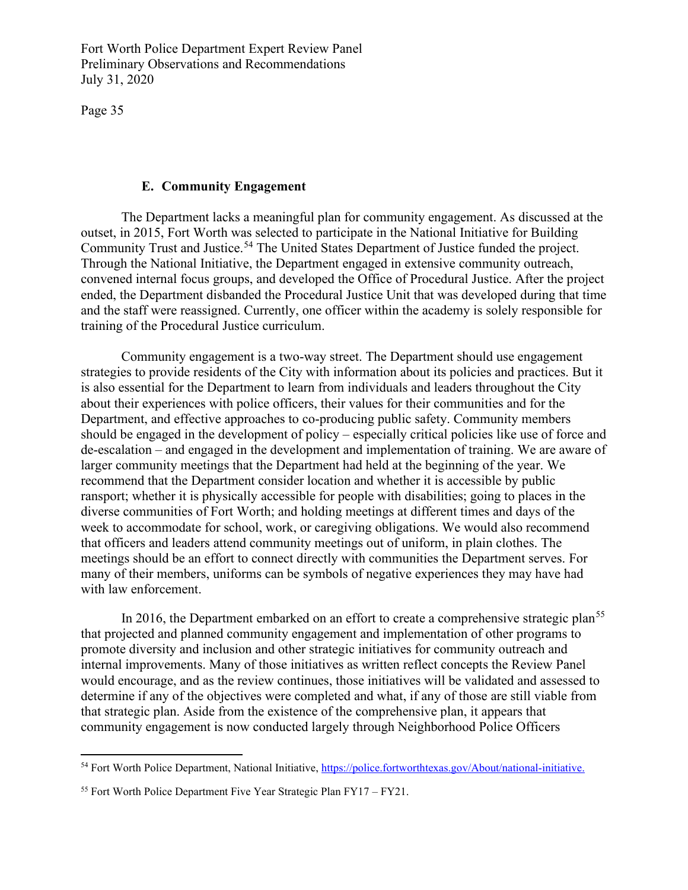### E. Community Engagement

The Department lacks a meaningful plan for community engagement. As discussed at the outset, in 2015, Fort Worth was selected to participate in the National Initiative for Building Community Trust and Justice.[54] The United States Department of Justice funded the project. Through the National Initiative, the Department engaged in extensive community outreach, convened internal focus groups, and developed the Office of Procedural Justice. After the project ended, the Department disbanded the Procedural Justice Unit that was developed during that time and the staff were reassigned. Currently, one officer within the academy is solely responsible for training of the Procedural Justice curriculum.

Community engagement is a two-way street. The Department should use engagement strategies to provide residents of the City with information about its policies and practices. But it is also essential for the Department to learn from individuals and leaders throughout the City about their experiences with police officers, their values for their communities and for the Department, and effective approaches to co-producing public safety. Community members should be engaged in the development of policy – especially critical policies like use of force and de-escalation – and engaged in the development and implementation of training. We are aware of larger community meetings that the Department had held at the beginning of the year. We recommend that the Department consider location and whether it is accessible by public ransport; whether it is physically accessible for people with disabilities; going to places in the diverse communities of Fort Worth; and holding meetings at different times and days of the week to accommodate for school, work, or caregiving obligations. We would also recommend that officers and leaders attend community meetings out of uniform, in plain clothes. The meetings should be an effort to connect directly with communities the Department serves. For many of their members, uniforms can be symbols of negative experiences they may have had with law enforcement.

In 2016, the Department embarked on an effort to create a comprehensive strategic plan[55] that projected and planned community engagement and implementation of other programs to promote diversity and inclusion and other strategic initiatives for community outreach and internal improvements. Many of those initiatives as written reflect concepts the Review Panel would encourage, and as the review continues, those initiatives will be validated and assessed to determine if any of the objectives were completed and what, if any of those are still viable from that strategic plan. Aside from the existence of the comprehensive plan, it appears that community engagement is now conducted largely through Neighborhood Police Officers

---

[54] Fort Worth Police Department, National Initiative, https://police.fortworthtexas.gov/About/national-initiative.

[55] Fort Worth Police Department Five Year Strategic Plan FY17 – FY21.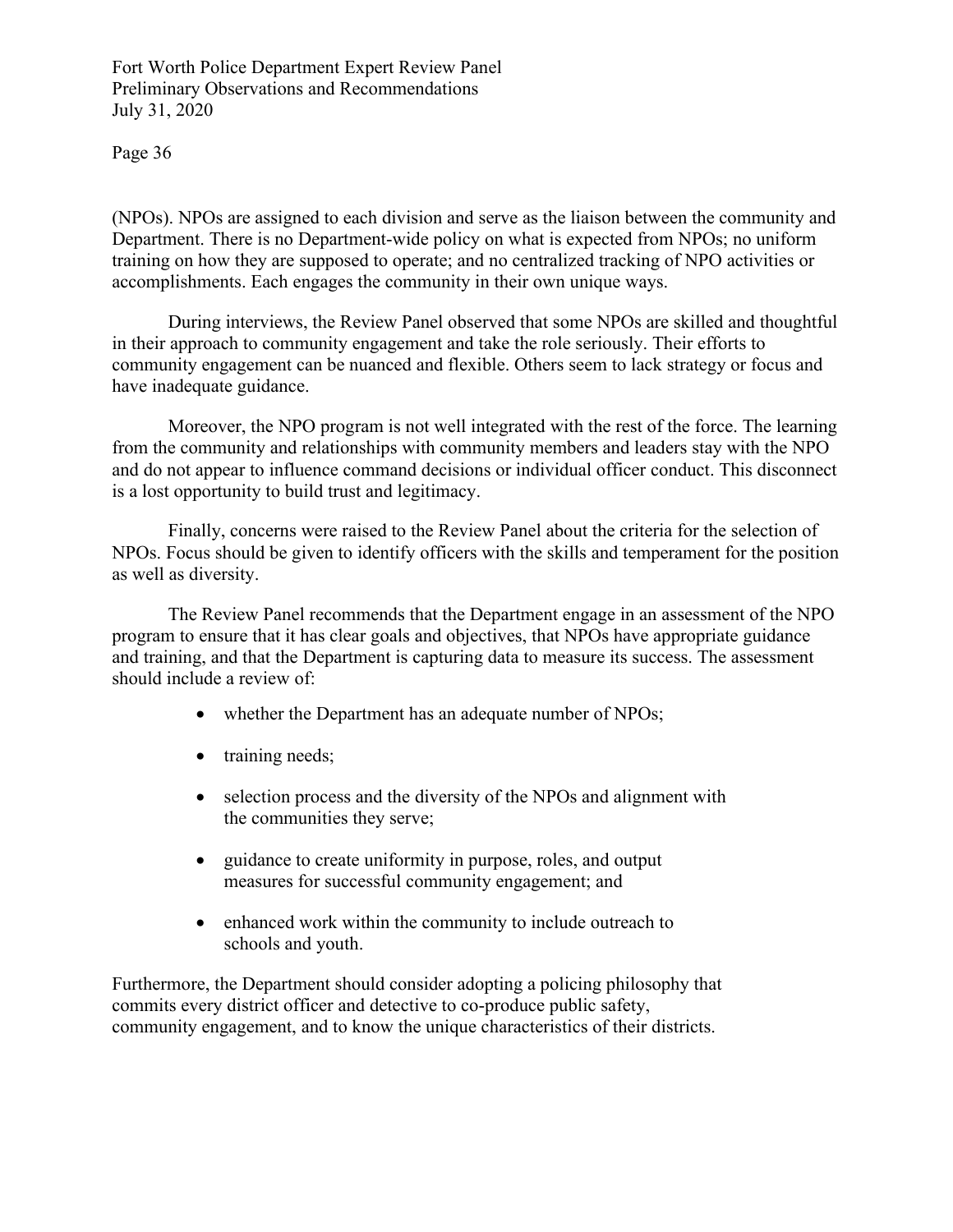(NPOs). NPOs are assigned to each division and serve as the liaison between the community and Department. There is no Department-wide policy on what is expected from NPOs; no uniform training on how they are supposed to operate; and no centralized tracking of NPO activities or accomplishments. Each engages the community in their own unique ways.

During interviews, the Review Panel observed that some NPOs are skilled and thoughtful in their approach to community engagement and take the role seriously. Their efforts to community engagement can be nuanced and flexible. Others seem to lack strategy or focus and have inadequate guidance.

Moreover, the NPO program is not well integrated with the rest of the force. The learning from the community and relationships with community members and leaders stay with the NPO and do not appear to influence command decisions or individual officer conduct. This disconnect is a lost opportunity to build trust and legitimacy.

Finally, concerns were raised to the Review Panel about the criteria for the selection of NPOs. Focus should be given to identify officers with the skills and temperament for the position as well as diversity.

The Review Panel recommends that the Department engage in an assessment of the NPO program to ensure that it has clear goals and objectives, that NPOs have appropriate guidance and training, and that the Department is capturing data to measure its success. The assessment should include a review of:

- whether the Department has an adequate number of NPOs;
- training needs;
- selection process and the diversity of the NPOs and alignment with the communities they serve;
- guidance to create uniformity in purpose, roles, and output measures for successful community engagement; and
- enhanced work within the community to include outreach to schools and youth.

Furthermore, the Department should consider adopting a policing philosophy that commits every district officer and detective to co-produce public safety, community engagement, and to know the unique characteristics of their districts.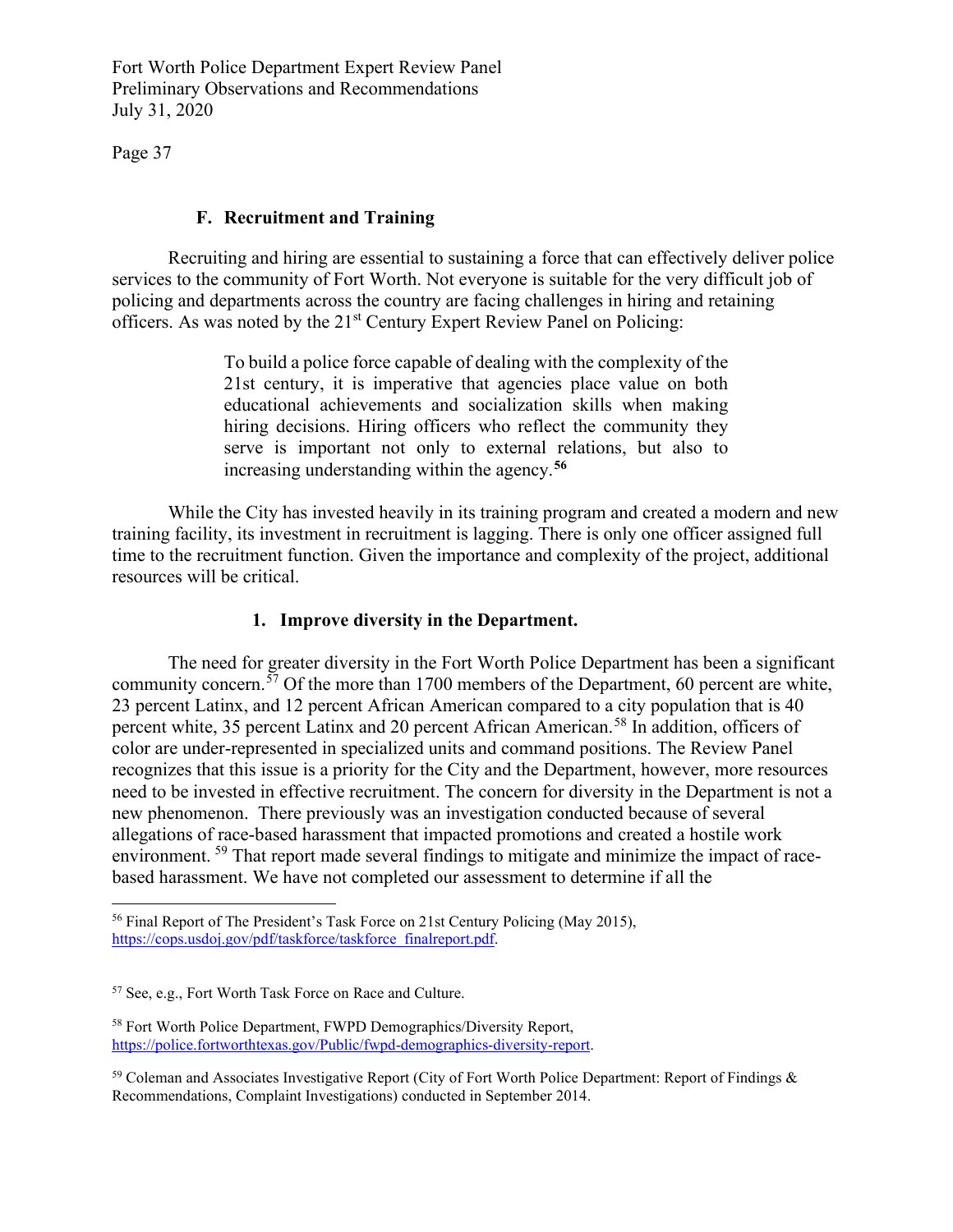### F. Recruitment and Training

Recruiting and hiring are essential to sustaining a force that can effectively deliver police services to the community of Fort Worth. Not everyone is suitable for the very difficult job of policing and departments across the country are facing challenges in hiring and retaining officers. As was noted by the 21st Century Expert Review Panel on Policing:

> To build a police force capable of dealing with the complexity of the 21st century, it is imperative that agencies place value on both educational achievements and socialization skills when making hiring decisions. Hiring officers who reflect the community they serve is important not only to external relations, but also to increasing understanding within the agency.[56]

While the City has invested heavily in its training program and created a modern and new training facility, its investment in recruitment is lagging. There is only one officer assigned full time to the recruitment function. Given the importance and complexity of the project, additional resources will be critical.

#### 1. Improve diversity in the Department.

The need for greater diversity in the Fort Worth Police Department has been a significant community concern.[57] Of the more than 1700 members of the Department, 60 percent are white, 23 percent Latinx, and 12 percent African American compared to a city population that is 40 percent white, 35 percent Latinx and 20 percent African American.[58] In addition, officers of color are under-represented in specialized units and command positions. The Review Panel recognizes that this issue is a priority for the City and the Department, however, more resources need to be invested in effective recruitment. The concern for diversity in the Department is not a new phenomenon. There previously was an investigation conducted because of several allegations of race-based harassment that impacted promotions and created a hostile work environment.[59] That report made several findings to mitigate and minimize the impact of race-based harassment. We have not completed our assessment to determine if all the

---

[56] Final Report of The President's Task Force on 21st Century Policing (May 2015), https://cops.usdoj.gov/pdf/taskforce/taskforce_finalreport.pdf.

[57] See, e.g., Fort Worth Task Force on Race and Culture.

[58] Fort Worth Police Department, FWPD Demographics/Diversity Report, https://police.fortworthtexas.gov/Public/fwpd-demographics-diversity-report.

[59] Coleman and Associates Investigative Report (City of Fort Worth Police Department: Report of Findings & Recommendations, Complaint Investigations) conducted in September 2014.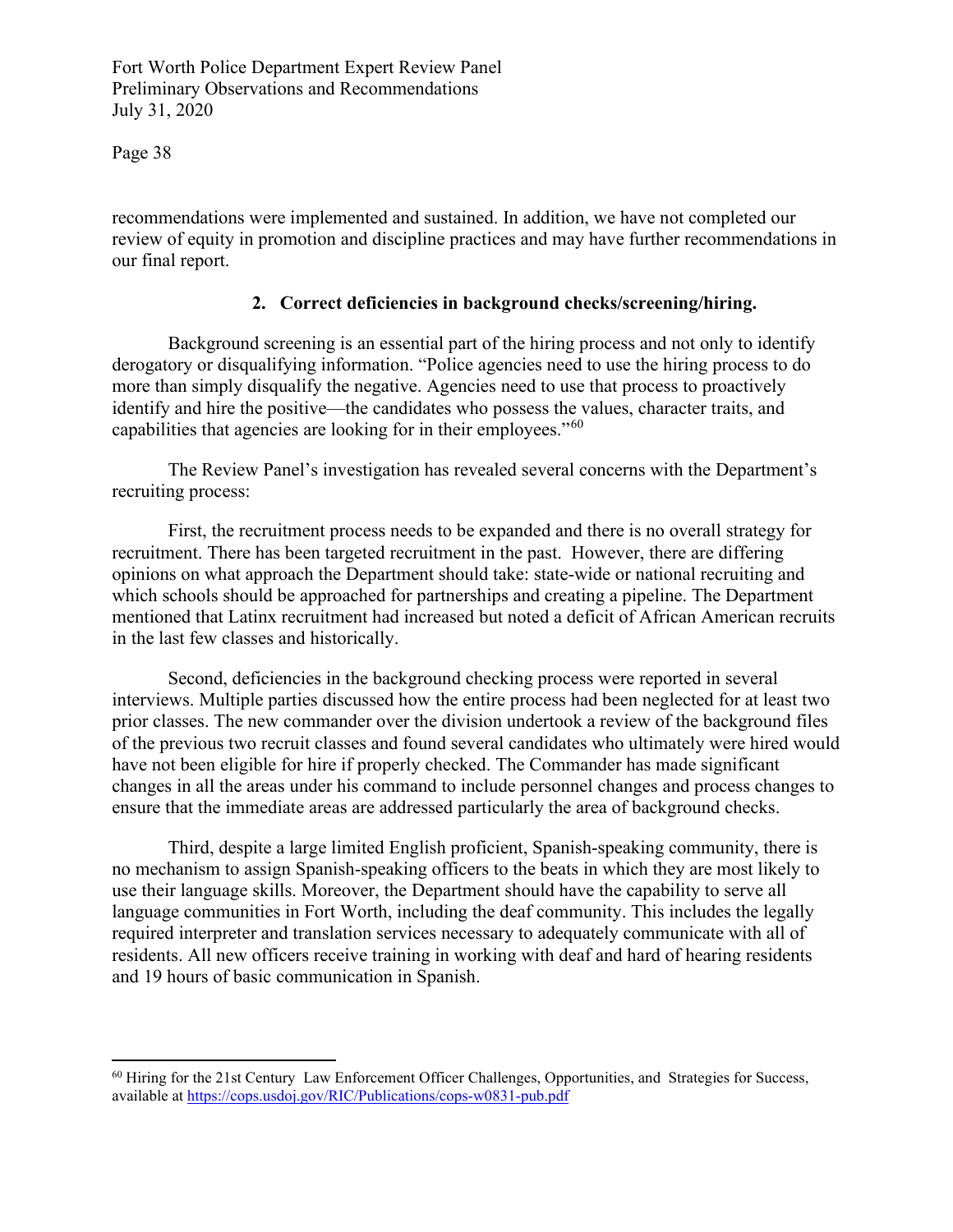recommendations were implemented and sustained. In addition, we have not completed our review of equity in promotion and discipline practices and may have further recommendations in our final report.

### 2. Correct deficiencies in background checks/screening/hiring.

Background screening is an essential part of the hiring process and not only to identify derogatory or disqualifying information. "Police agencies need to use the hiring process to do more than simply disqualify the negative. Agencies need to use that process to proactively identify and hire the positive—the candidates who possess the values, character traits, and capabilities that agencies are looking for in their employees."[60]

The Review Panel's investigation has revealed several concerns with the Department's recruiting process:

First, the recruitment process needs to be expanded and there is no overall strategy for recruitment. There has been targeted recruitment in the past. However, there are differing opinions on what approach the Department should take: state-wide or national recruiting and which schools should be approached for partnerships and creating a pipeline. The Department mentioned that Latinx recruitment had increased but noted a deficit of African American recruits in the last few classes and historically.

Second, deficiencies in the background checking process were reported in several interviews. Multiple parties discussed how the entire process had been neglected for at least two prior classes. The new commander over the division undertook a review of the background files of the previous two recruit classes and found several candidates who ultimately were hired would have not been eligible for hire if properly checked. The Commander has made significant changes in all the areas under his command to include personnel changes and process changes to ensure that the immediate areas are addressed particularly the area of background checks.

Third, despite a large limited English proficient, Spanish-speaking community, there is no mechanism to assign Spanish-speaking officers to the beats in which they are most likely to use their language skills. Moreover, the Department should have the capability to serve all language communities in Fort Worth, including the deaf community. This includes the legally required interpreter and translation services necessary to adequately communicate with all of residents. All new officers receive training in working with deaf and hard of hearing residents and 19 hours of basic communication in Spanish.

---

[60] Hiring for the 21st Century Law Enforcement Officer Challenges, Opportunities, and Strategies for Success, available at https://cops.usdoj.gov/RIC/Publications/cops-w0831-pub.pdf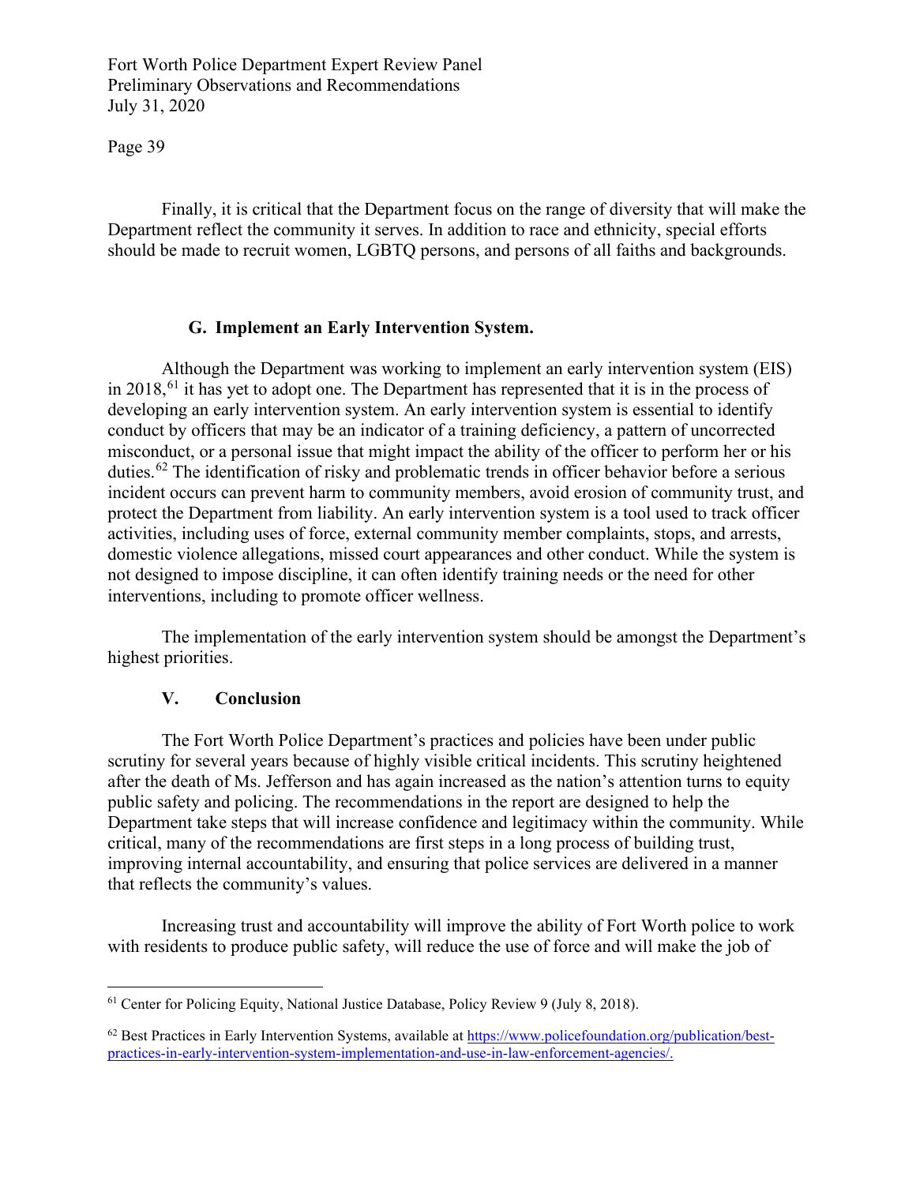Finally, it is critical that the Department focus on the range of diversity that will make the Department reflect the community it serves. In addition to race and ethnicity, special efforts should be made to recruit women, LGBTQ persons, and persons of all faiths and backgrounds.

### G. Implement an Early Intervention System.

Although the Department was working to implement an early intervention system (EIS) in 2018,[61] it has yet to adopt one. The Department has represented that it is in the process of developing an early intervention system. An early intervention system is essential to identify conduct by officers that may be an indicator of a training deficiency, a pattern of uncorrected misconduct, or a personal issue that might impact the ability of the officer to perform her or his duties.[62] The identification of risky and problematic trends in officer behavior before a serious incident occurs can prevent harm to community members, avoid erosion of community trust, and protect the Department from liability. An early intervention system is a tool used to track officer activities, including uses of force, external community member complaints, stops, and arrests, domestic violence allegations, missed court appearances and other conduct. While the system is not designed to impose discipline, it can often identify training needs or the need for other interventions, including to promote officer wellness.

The implementation of the early intervention system should be amongst the Department's highest priorities.

## V. Conclusion

The Fort Worth Police Department's practices and policies have been under public scrutiny for several years because of highly visible critical incidents. This scrutiny heightened after the death of Ms. Jefferson and has again increased as the nation's attention turns to equity public safety and policing. The recommendations in the report are designed to help the Department take steps that will increase confidence and legitimacy within the community. While critical, many of the recommendations are first steps in a long process of building trust, improving internal accountability, and ensuring that police services are delivered in a manner that reflects the community's values.

Increasing trust and accountability will improve the ability of Fort Worth police to work with residents to produce public safety, will reduce the use of force and will make the job of

---

[61] Center for Policing Equity, National Justice Database, Policy Review 9 (July 8, 2018).

[62] Best Practices in Early Intervention Systems, available at https://www.policefoundation.org/publication/best-practices-in-early-intervention-system-implementation-and-use-in-law-enforcement-agencies/.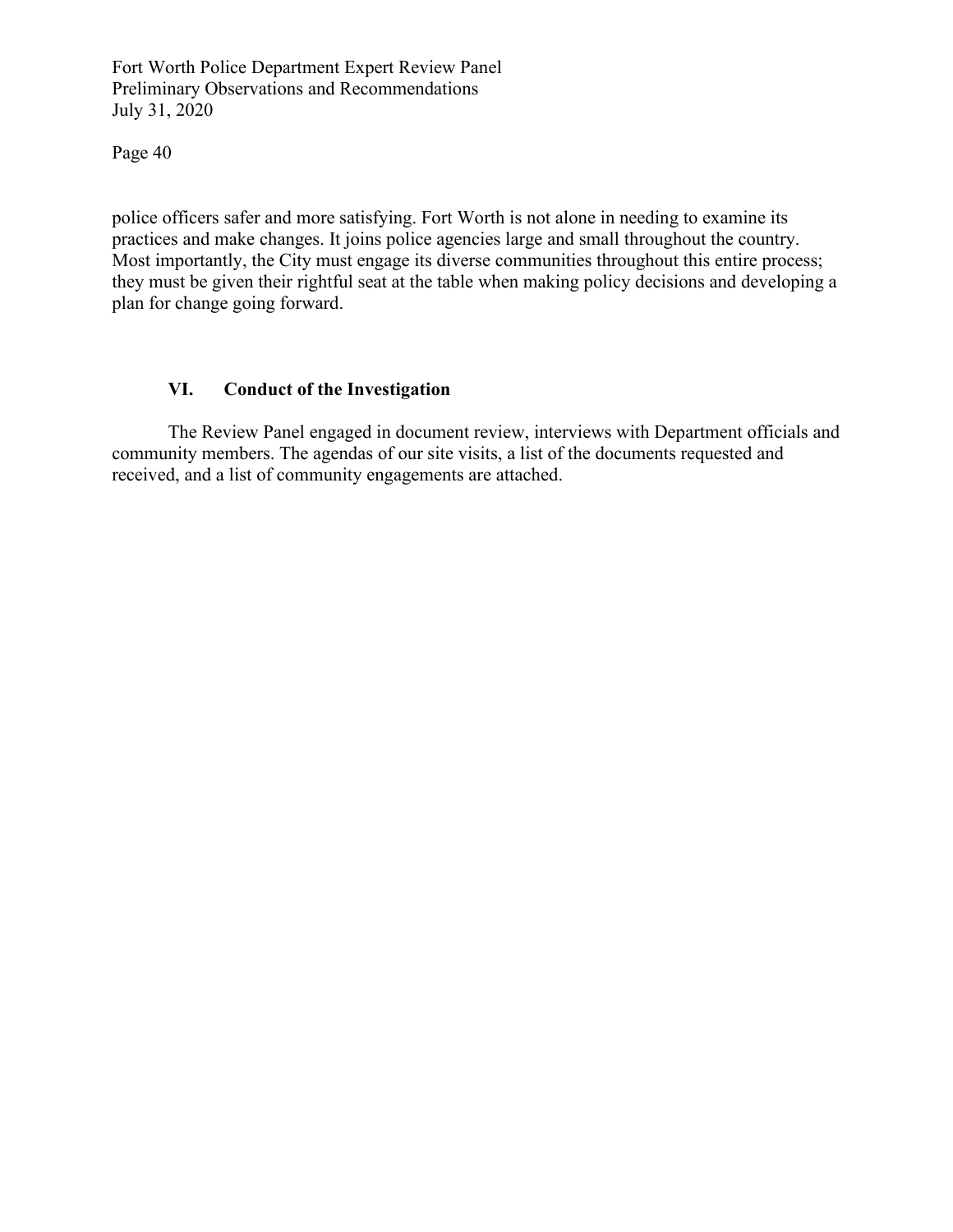police officers safer and more satisfying. Fort Worth is not alone in needing to examine its practices and make changes. It joins police agencies large and small throughout the country. Most importantly, the City must engage its diverse communities throughout this entire process; they must be given their rightful seat at the table when making policy decisions and developing a plan for change going forward.

## VI. Conduct of the Investigation

The Review Panel engaged in document review, interviews with Department officials and community members. The agendas of our site visits, a list of the documents requested and received, and a list of community engagements are attached.